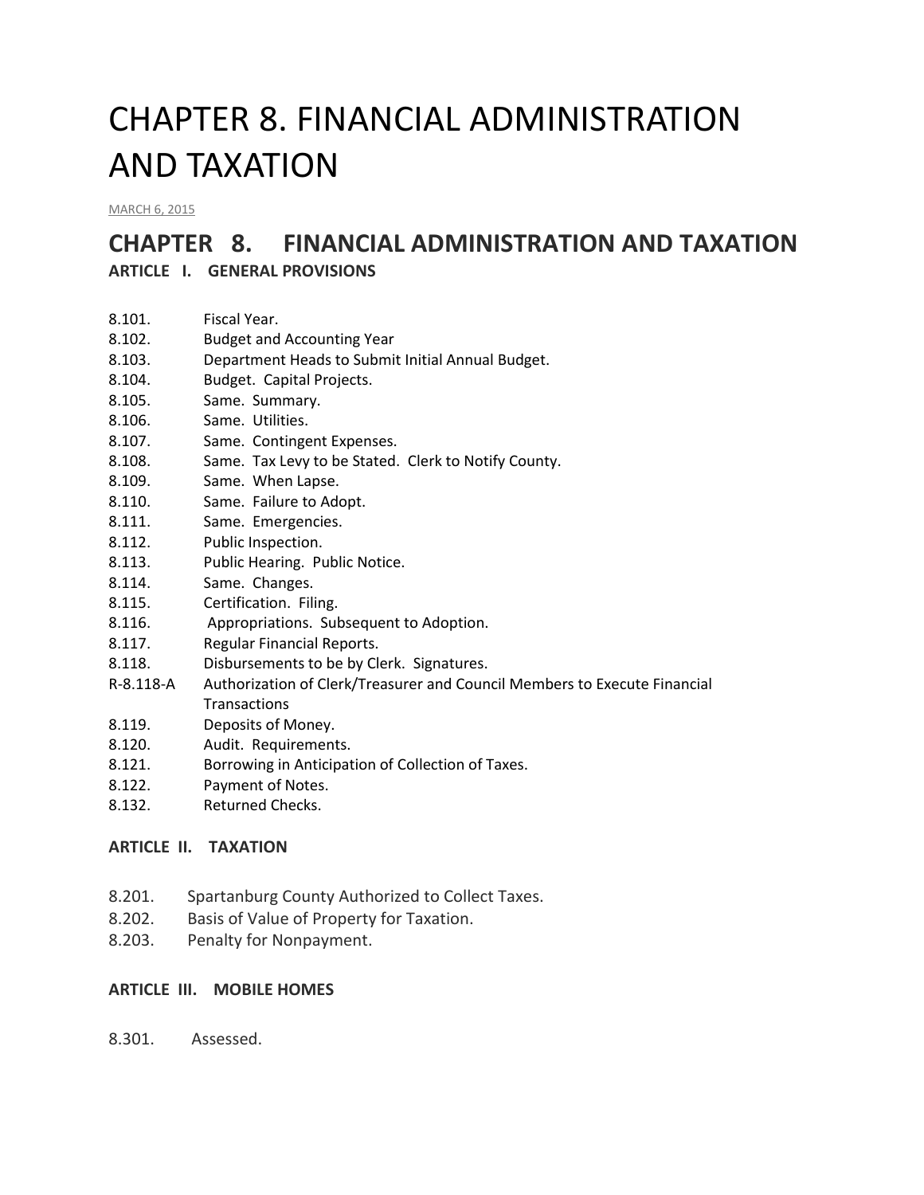# CHAPTER 8. FINANCIAL ADMINISTRATION AND TAXATION

MARCH 6, 2015

## CHAPTER 8. FINANCIAL ADMINISTRATION AND TAXATION

### ARTICLE I. GENERAL PROVISIONS

8.101. Fiscal Year.
8.102. Budget and Accounting Year
8.103. Department Heads to Submit Initial Annual Budget.
8.104. Budget. Capital Projects.
8.105. Same. Summary.
8.106. Same. Utilities.
8.107. Same. Contingent Expenses.
8.108. Same. Tax Levy to be Stated. Clerk to Notify County.
8.109. Same. When Lapse.
8.110. Same. Failure to Adopt.
8.111. Same. Emergencies.
8.112. Public Inspection.
8.113. Public Hearing. Public Notice.
8.114. Same. Changes.
8.115. Certification. Filing.
8.116. Appropriations. Subsequent to Adoption.
8.117. Regular Financial Reports.
8.118. Disbursements to be by Clerk. Signatures.
R-8.118-A Authorization of Clerk/Treasurer and Council Members to Execute Financial Transactions
8.119. Deposits of Money.
8.120. Audit. Requirements.
8.121. Borrowing in Anticipation of Collection of Taxes.
8.122. Payment of Notes.
8.132. Returned Checks.

### ARTICLE II. TAXATION

8.201. Spartanburg County Authorized to Collect Taxes.
8.202. Basis of Value of Property for Taxation.
8.203. Penalty for Nonpayment.

### ARTICLE III. MOBILE HOMES

8.301. Assessed.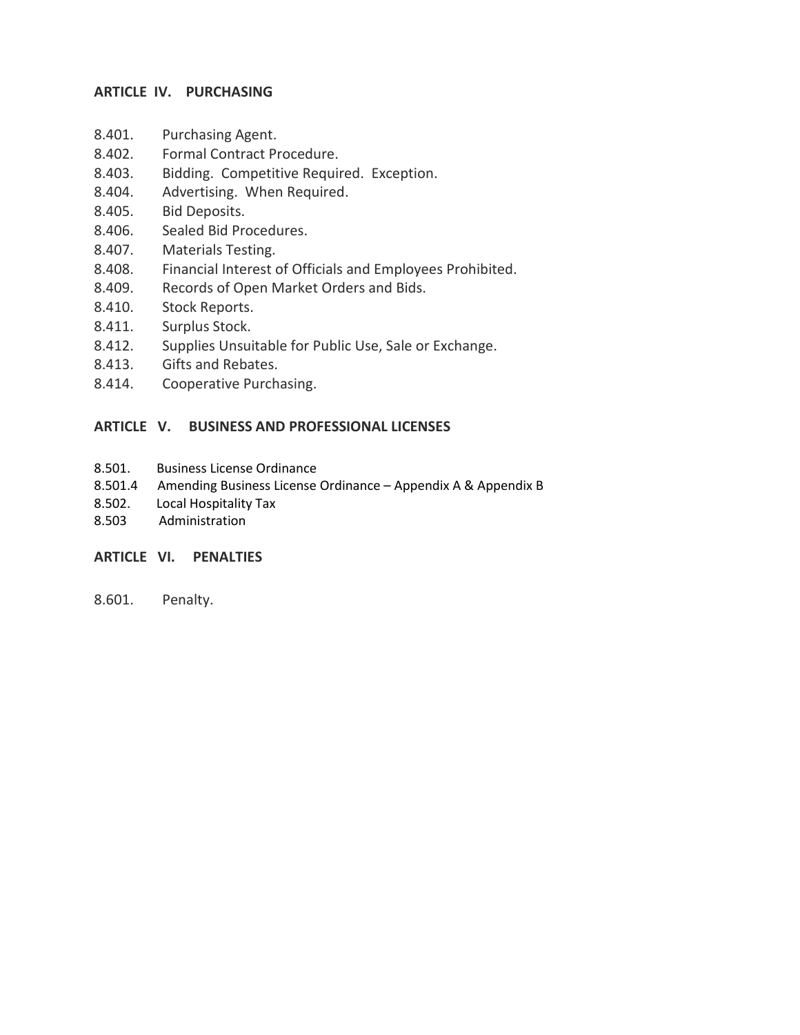## ARTICLE IV. PURCHASING

8.401. Purchasing Agent.
8.402. Formal Contract Procedure.
8.403. Bidding. Competitive Required. Exception.
8.404. Advertising. When Required.
8.405. Bid Deposits.
8.406. Sealed Bid Procedures.
8.407. Materials Testing.
8.408. Financial Interest of Officials and Employees Prohibited.
8.409. Records of Open Market Orders and Bids.
8.410. Stock Reports.
8.411. Surplus Stock.
8.412. Supplies Unsuitable for Public Use, Sale or Exchange.
8.413. Gifts and Rebates.
8.414. Cooperative Purchasing.

## ARTICLE V. BUSINESS AND PROFESSIONAL LICENSES

8.501. Business License Ordinance
8.501.4 Amending Business License Ordinance – Appendix A & Appendix B
8.502. Local Hospitality Tax
8.503 Administration

## ARTICLE VI. PENALTIES

8.601. Penalty.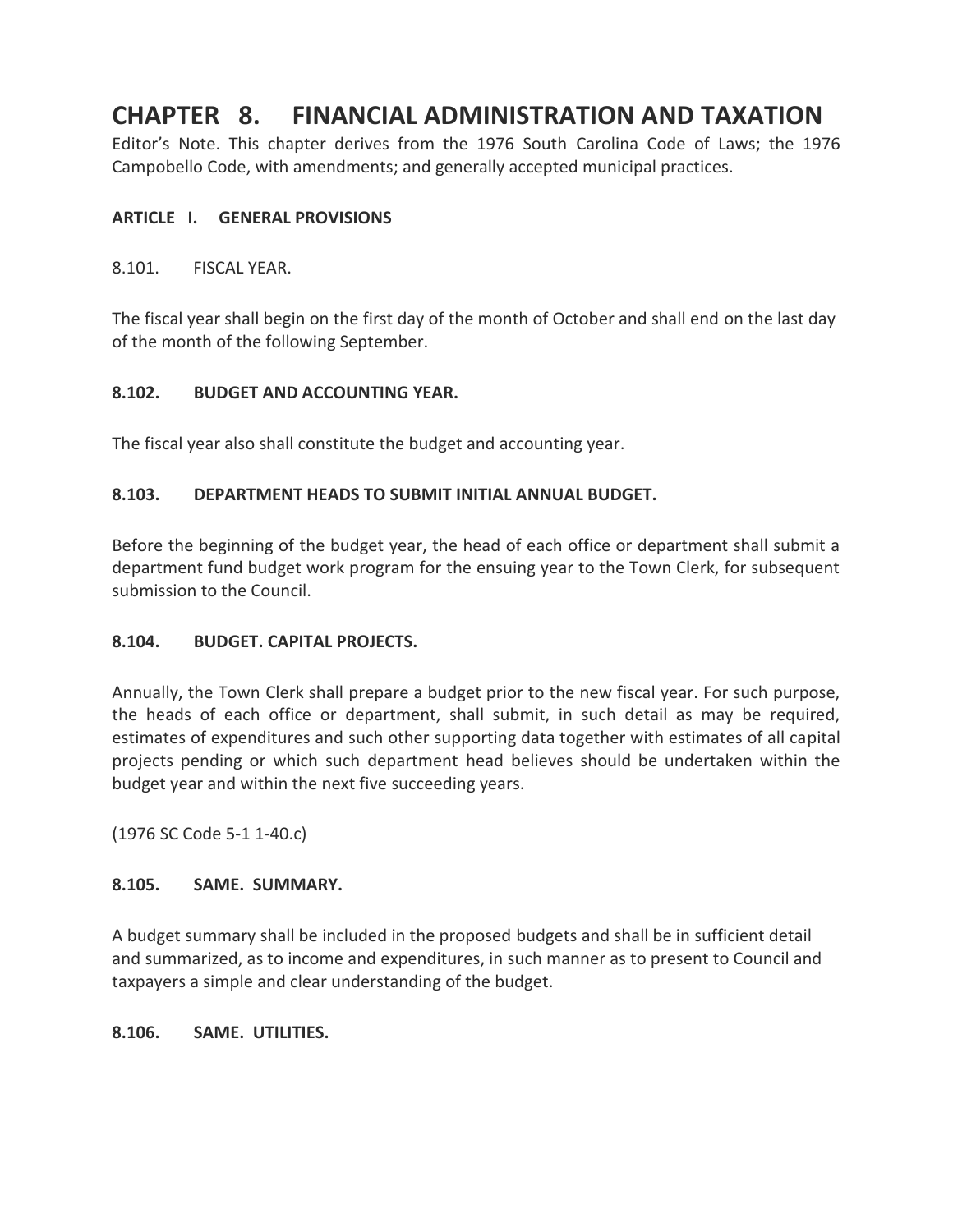# CHAPTER 8. FINANCIAL ADMINISTRATION AND TAXATION

Editor's Note. This chapter derives from the 1976 South Carolina Code of Laws; the 1976 Campobello Code, with amendments; and generally accepted municipal practices.

## ARTICLE I. GENERAL PROVISIONS

8.101. FISCAL YEAR.

The fiscal year shall begin on the first day of the month of October and shall end on the last day of the month of the following September.

### 8.102. BUDGET AND ACCOUNTING YEAR.

The fiscal year also shall constitute the budget and accounting year.

### 8.103. DEPARTMENT HEADS TO SUBMIT INITIAL ANNUAL BUDGET.

Before the beginning of the budget year, the head of each office or department shall submit a department fund budget work program for the ensuing year to the Town Clerk, for subsequent submission to the Council.

### 8.104. BUDGET. CAPITAL PROJECTS.

Annually, the Town Clerk shall prepare a budget prior to the new fiscal year. For such purpose, the heads of each office or department, shall submit, in such detail as may be required, estimates of expenditures and such other supporting data together with estimates of all capital projects pending or which such department head believes should be undertaken within the budget year and within the next five succeeding years.

(1976 SC Code 5-1 1-40.c)

### 8.105. SAME. SUMMARY.

A budget summary shall be included in the proposed budgets and shall be in sufficient detail and summarized, as to income and expenditures, in such manner as to present to Council and taxpayers a simple and clear understanding of the budget.

### 8.106. SAME. UTILITIES.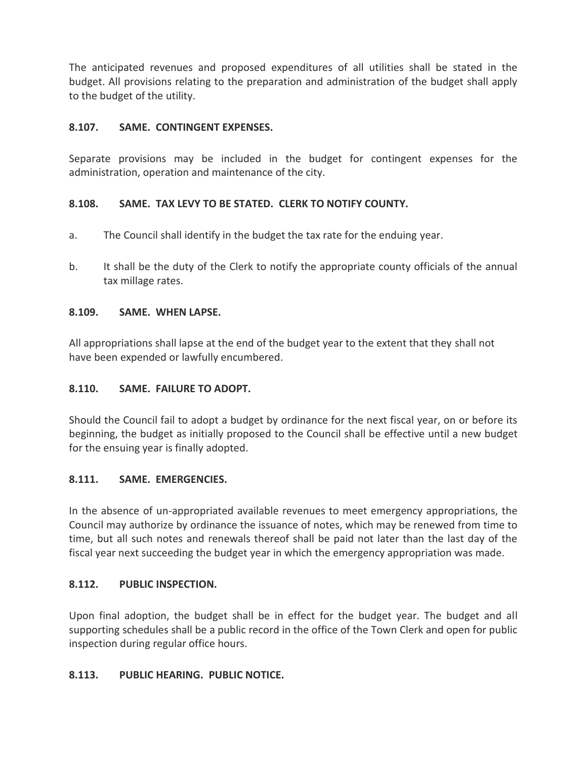The anticipated revenues and proposed expenditures of all utilities shall be stated in the budget. All provisions relating to the preparation and administration of the budget shall apply to the budget of the utility.

**8.107. SAME. CONTINGENT EXPENSES.**

Separate provisions may be included in the budget for contingent expenses for the administration, operation and maintenance of the city.

**8.108. SAME. TAX LEVY TO BE STATED. CLERK TO NOTIFY COUNTY.**

a. The Council shall identify in the budget the tax rate for the enduing year.

b. It shall be the duty of the Clerk to notify the appropriate county officials of the annual tax millage rates.

**8.109. SAME. WHEN LAPSE.**

All appropriations shall lapse at the end of the budget year to the extent that they shall not have been expended or lawfully encumbered.

**8.110. SAME. FAILURE TO ADOPT.**

Should the Council fail to adopt a budget by ordinance for the next fiscal year, on or before its beginning, the budget as initially proposed to the Council shall be effective until a new budget for the ensuing year is finally adopted.

**8.111. SAME. EMERGENCIES.**

In the absence of un-appropriated available revenues to meet emergency appropriations, the Council may authorize by ordinance the issuance of notes, which may be renewed from time to time, but all such notes and renewals thereof shall be paid not later than the last day of the fiscal year next succeeding the budget year in which the emergency appropriation was made.

**8.112. PUBLIC INSPECTION.**

Upon final adoption, the budget shall be in effect for the budget year. The budget and all supporting schedules shall be a public record in the office of the Town Clerk and open for public inspection during regular office hours.

**8.113. PUBLIC HEARING. PUBLIC NOTICE.**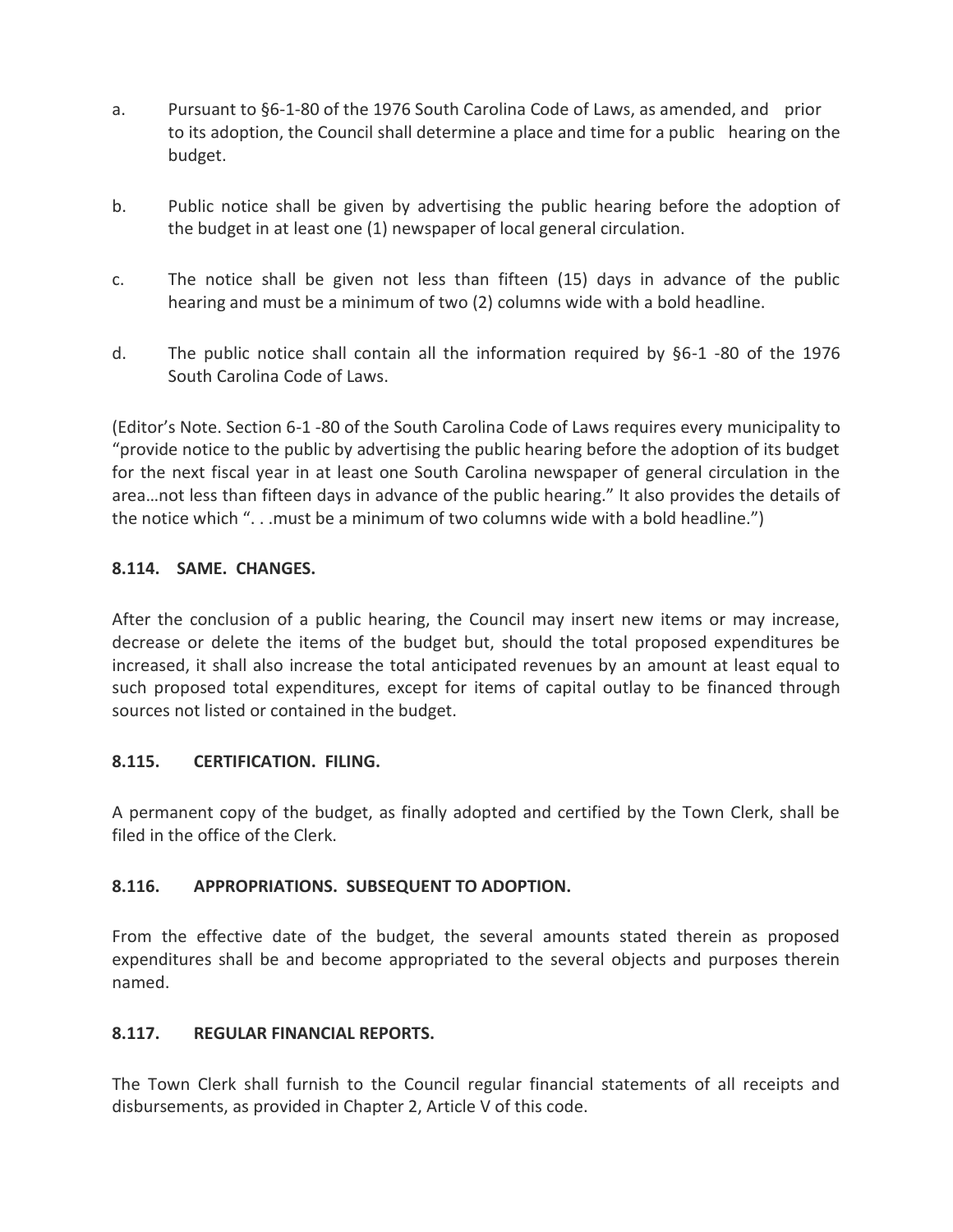a. Pursuant to §6-1-80 of the 1976 South Carolina Code of Laws, as amended, and prior to its adoption, the Council shall determine a place and time for a public hearing on the budget.

b. Public notice shall be given by advertising the public hearing before the adoption of the budget in at least one (1) newspaper of local general circulation.

c. The notice shall be given not less than fifteen (15) days in advance of the public hearing and must be a minimum of two (2) columns wide with a bold headline.

d. The public notice shall contain all the information required by §6-1 -80 of the 1976 South Carolina Code of Laws.

(Editor's Note. Section 6-1 -80 of the South Carolina Code of Laws requires every municipality to "provide notice to the public by advertising the public hearing before the adoption of its budget for the next fiscal year in at least one South Carolina newspaper of general circulation in the area…not less than fifteen days in advance of the public hearing." It also provides the details of the notice which ". . .must be a minimum of two columns wide with a bold headline.")

**8.114. SAME. CHANGES.**

After the conclusion of a public hearing, the Council may insert new items or may increase, decrease or delete the items of the budget but, should the total proposed expenditures be increased, it shall also increase the total anticipated revenues by an amount at least equal to such proposed total expenditures, except for items of capital outlay to be financed through sources not listed or contained in the budget.

**8.115. CERTIFICATION. FILING.**

A permanent copy of the budget, as finally adopted and certified by the Town Clerk, shall be filed in the office of the Clerk.

**8.116. APPROPRIATIONS. SUBSEQUENT TO ADOPTION.**

From the effective date of the budget, the several amounts stated therein as proposed expenditures shall be and become appropriated to the several objects and purposes therein named.

**8.117. REGULAR FINANCIAL REPORTS.**

The Town Clerk shall furnish to the Council regular financial statements of all receipts and disbursements, as provided in Chapter 2, Article V of this code.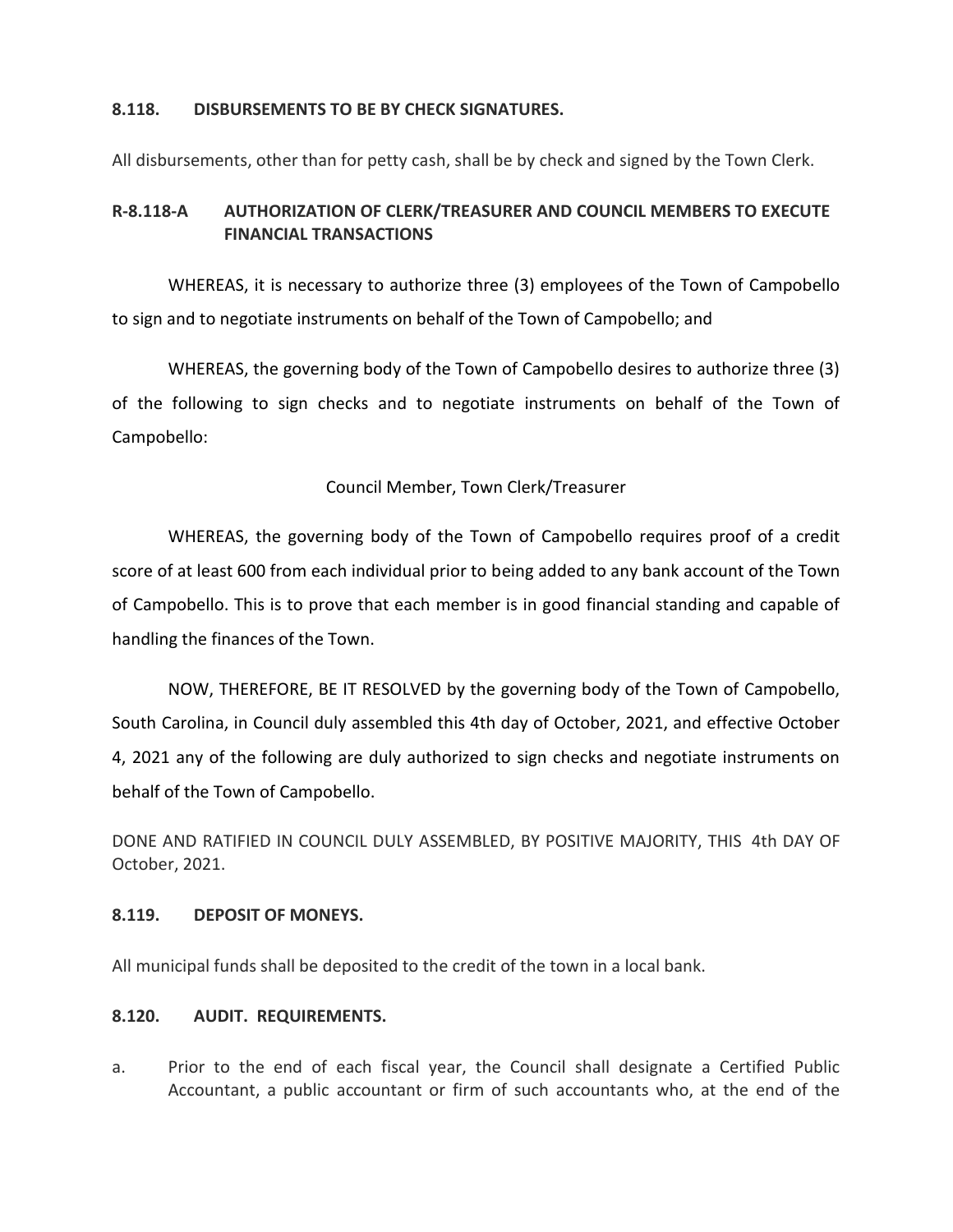**8.118. DISBURSEMENTS TO BE BY CHECK SIGNATURES.**

All disbursements, other than for petty cash, shall be by check and signed by the Town Clerk.

**R-8.118-A AUTHORIZATION OF CLERK/TREASURER AND COUNCIL MEMBERS TO EXECUTE FINANCIAL TRANSACTIONS**

WHEREAS, it is necessary to authorize three (3) employees of the Town of Campobello to sign and to negotiate instruments on behalf of the Town of Campobello; and

WHEREAS, the governing body of the Town of Campobello desires to authorize three (3) of the following to sign checks and to negotiate instruments on behalf of the Town of Campobello:

Council Member, Town Clerk/Treasurer

WHEREAS, the governing body of the Town of Campobello requires proof of a credit score of at least 600 from each individual prior to being added to any bank account of the Town of Campobello. This is to prove that each member is in good financial standing and capable of handling the finances of the Town.

NOW, THEREFORE, BE IT RESOLVED by the governing body of the Town of Campobello, South Carolina, in Council duly assembled this 4th day of October, 2021, and effective October 4, 2021 any of the following are duly authorized to sign checks and negotiate instruments on behalf of the Town of Campobello.

DONE AND RATIFIED IN COUNCIL DULY ASSEMBLED, BY POSITIVE MAJORITY, THIS 4th DAY OF October, 2021.

**8.119. DEPOSIT OF MONEYS.**

All municipal funds shall be deposited to the credit of the town in a local bank.

**8.120. AUDIT. REQUIREMENTS.**

a. Prior to the end of each fiscal year, the Council shall designate a Certified Public Accountant, a public accountant or firm of such accountants who, at the end of the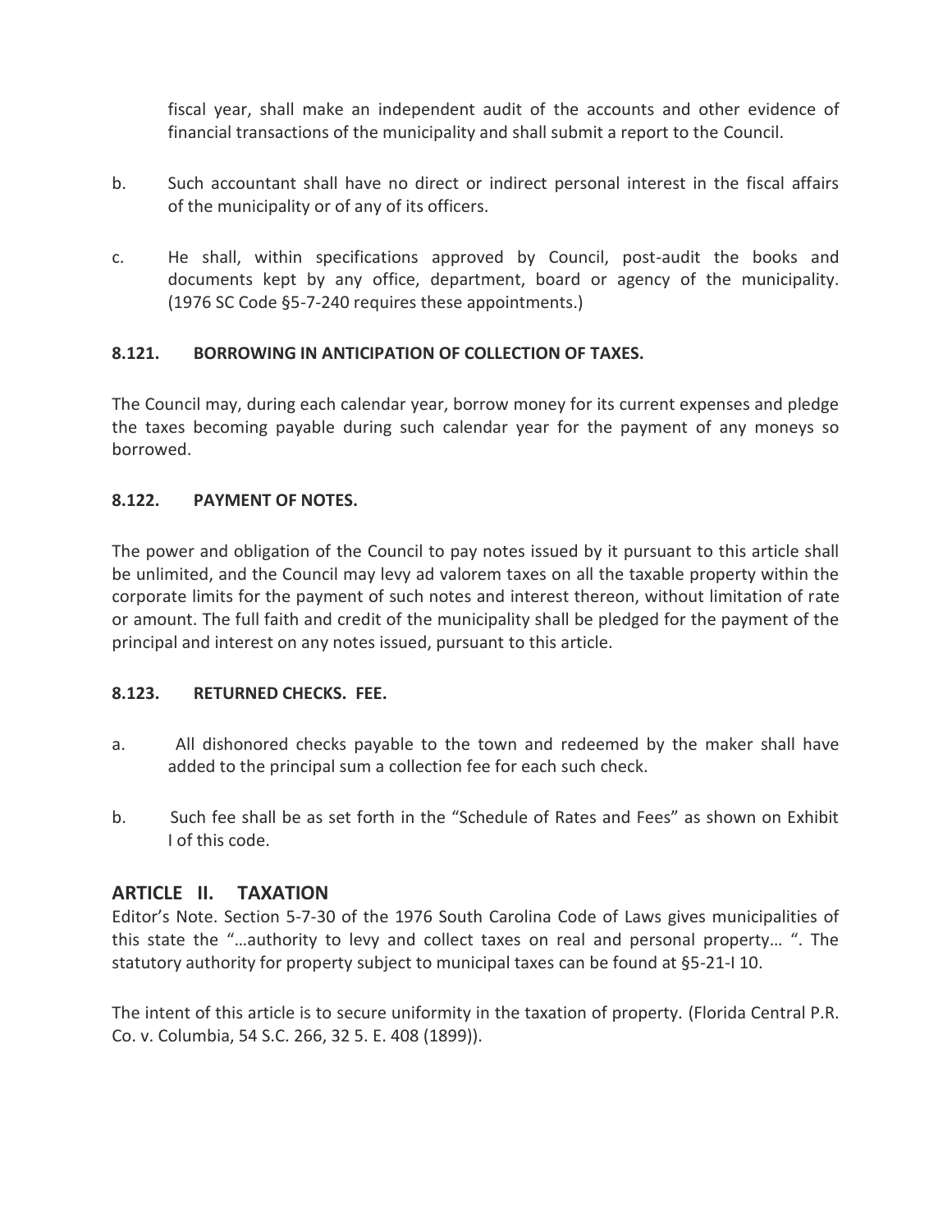fiscal year, shall make an independent audit of the accounts and other evidence of financial transactions of the municipality and shall submit a report to the Council.

b. Such accountant shall have no direct or indirect personal interest in the fiscal affairs of the municipality or of any of its officers.

c. He shall, within specifications approved by Council, post-audit the books and documents kept by any office, department, board or agency of the municipality. (1976 SC Code §5-7-240 requires these appointments.)

**8.121. BORROWING IN ANTICIPATION OF COLLECTION OF TAXES.**

The Council may, during each calendar year, borrow money for its current expenses and pledge the taxes becoming payable during such calendar year for the payment of any moneys so borrowed.

**8.122. PAYMENT OF NOTES.**

The power and obligation of the Council to pay notes issued by it pursuant to this article shall be unlimited, and the Council may levy ad valorem taxes on all the taxable property within the corporate limits for the payment of such notes and interest thereon, without limitation of rate or amount. The full faith and credit of the municipality shall be pledged for the payment of the principal and interest on any notes issued, pursuant to this article.

**8.123. RETURNED CHECKS. FEE.**

a. All dishonored checks payable to the town and redeemed by the maker shall have added to the principal sum a collection fee for each such check.

b. Such fee shall be as set forth in the "Schedule of Rates and Fees" as shown on Exhibit I of this code.

## ARTICLE II. TAXATION

Editor's Note. Section 5-7-30 of the 1976 South Carolina Code of Laws gives municipalities of this state the "…authority to levy and collect taxes on real and personal property… ". The statutory authority for property subject to municipal taxes can be found at §5-21-I 10.

The intent of this article is to secure uniformity in the taxation of property. (Florida Central P.R. Co. v. Columbia, 54 S.C. 266, 32 5. E. 408 (1899)).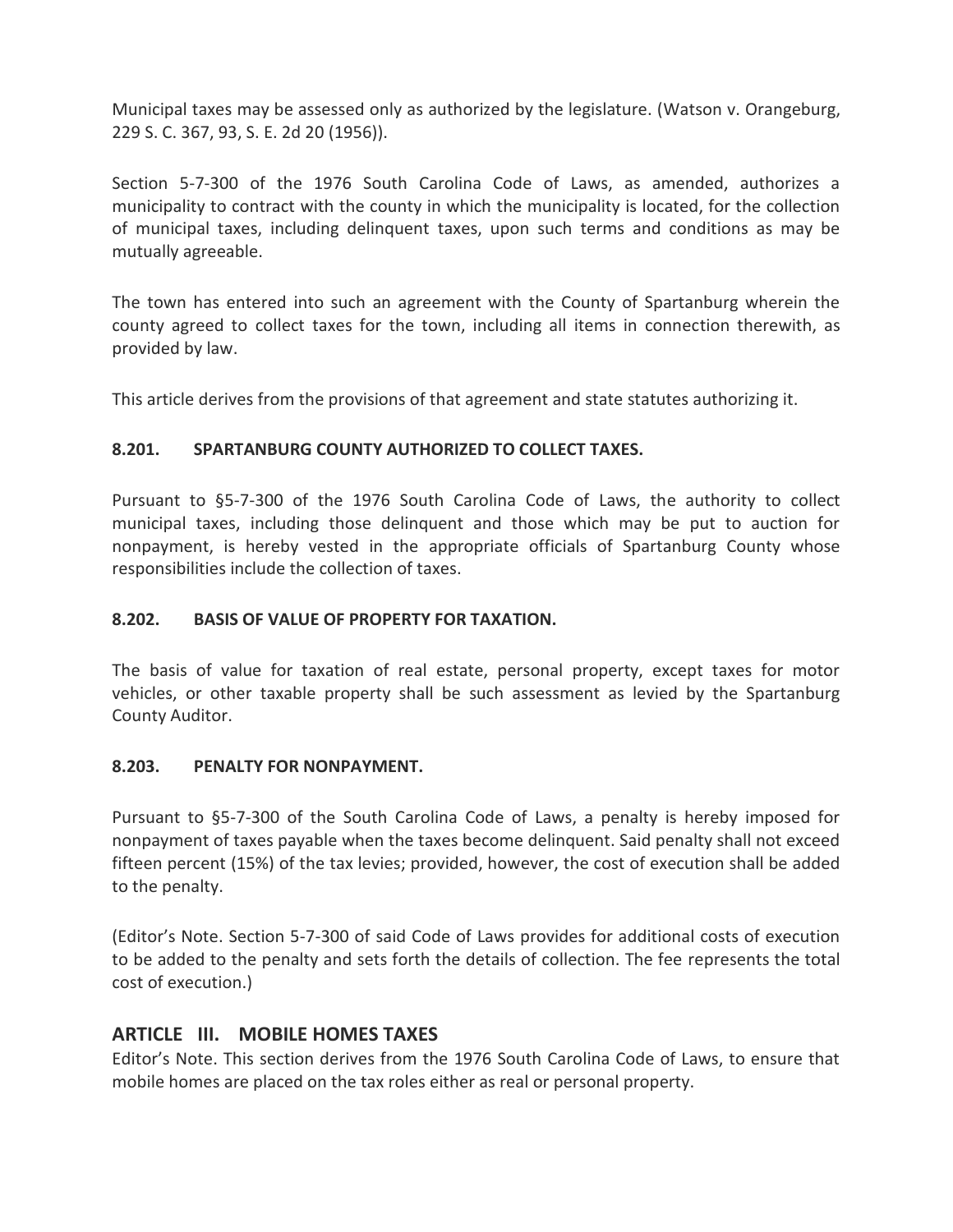Municipal taxes may be assessed only as authorized by the legislature. (Watson v. Orangeburg, 229 S. C. 367, 93, S. E. 2d 20 (1956)).

Section 5-7-300 of the 1976 South Carolina Code of Laws, as amended, authorizes a municipality to contract with the county in which the municipality is located, for the collection of municipal taxes, including delinquent taxes, upon such terms and conditions as may be mutually agreeable.

The town has entered into such an agreement with the County of Spartanburg wherein the county agreed to collect taxes for the town, including all items in connection therewith, as provided by law.

This article derives from the provisions of that agreement and state statutes authorizing it.

#### 8.201. SPARTANBURG COUNTY AUTHORIZED TO COLLECT TAXES.

Pursuant to §5-7-300 of the 1976 South Carolina Code of Laws, the authority to collect municipal taxes, including those delinquent and those which may be put to auction for nonpayment, is hereby vested in the appropriate officials of Spartanburg County whose responsibilities include the collection of taxes.

#### 8.202. BASIS OF VALUE OF PROPERTY FOR TAXATION.

The basis of value for taxation of real estate, personal property, except taxes for motor vehicles, or other taxable property shall be such assessment as levied by the Spartanburg County Auditor.

#### 8.203. PENALTY FOR NONPAYMENT.

Pursuant to §5-7-300 of the South Carolina Code of Laws, a penalty is hereby imposed for nonpayment of taxes payable when the taxes become delinquent. Said penalty shall not exceed fifteen percent (15%) of the tax levies; provided, however, the cost of execution shall be added to the penalty.

(Editor's Note. Section 5-7-300 of said Code of Laws provides for additional costs of execution to be added to the penalty and sets forth the details of collection. The fee represents the total cost of execution.)

## ARTICLE III. MOBILE HOMES TAXES

Editor's Note. This section derives from the 1976 South Carolina Code of Laws, to ensure that mobile homes are placed on the tax roles either as real or personal property.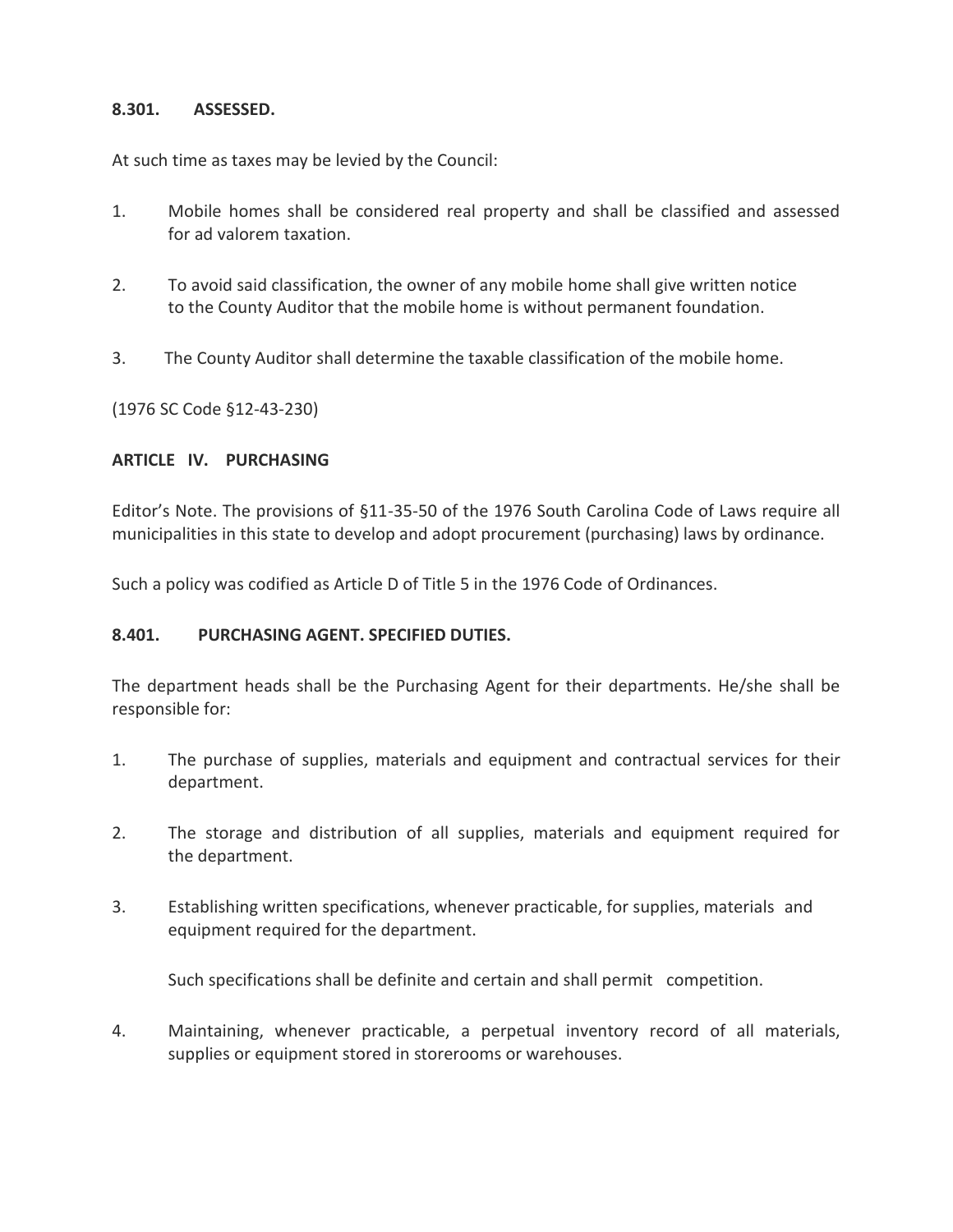**8.301. ASSESSED.**

At such time as taxes may be levied by the Council:

1. Mobile homes shall be considered real property and shall be classified and assessed for ad valorem taxation.

2. To avoid said classification, the owner of any mobile home shall give written notice to the County Auditor that the mobile home is without permanent foundation.

3. The County Auditor shall determine the taxable classification of the mobile home.

(1976 SC Code §12-43-230)

**ARTICLE IV. PURCHASING**

Editor's Note. The provisions of §11-35-50 of the 1976 South Carolina Code of Laws require all municipalities in this state to develop and adopt procurement (purchasing) laws by ordinance.

Such a policy was codified as Article D of Title 5 in the 1976 Code of Ordinances.

**8.401. PURCHASING AGENT. SPECIFIED DUTIES.**

The department heads shall be the Purchasing Agent for their departments. He/she shall be responsible for:

1. The purchase of supplies, materials and equipment and contractual services for their department.

2. The storage and distribution of all supplies, materials and equipment required for the department.

3. Establishing written specifications, whenever practicable, for supplies, materials and equipment required for the department.

   Such specifications shall be definite and certain and shall permit competition.

4. Maintaining, whenever practicable, a perpetual inventory record of all materials, supplies or equipment stored in storerooms or warehouses.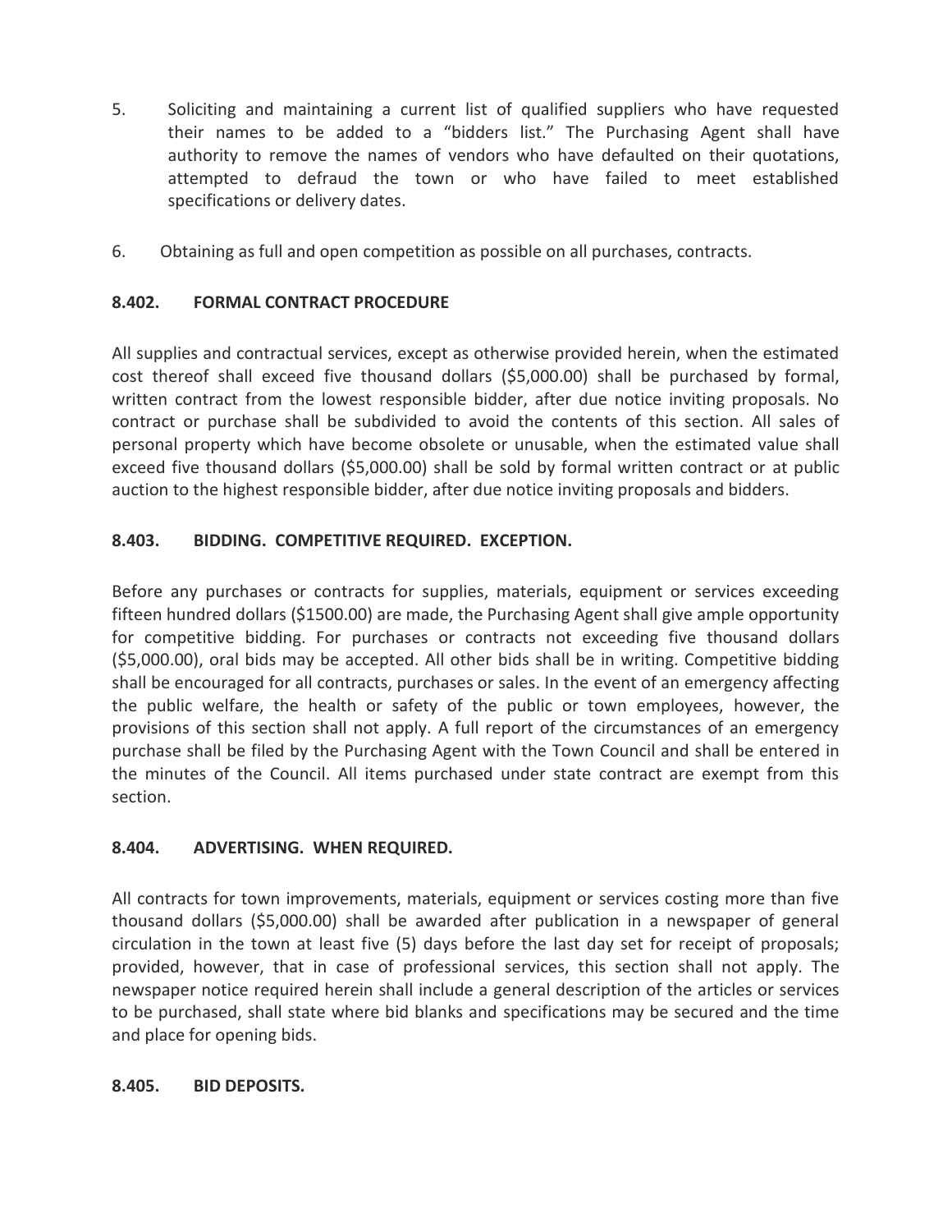5. Soliciting and maintaining a current list of qualified suppliers who have requested their names to be added to a "bidders list." The Purchasing Agent shall have authority to remove the names of vendors who have defaulted on their quotations, attempted to defraud the town or who have failed to meet established specifications or delivery dates.

6. Obtaining as full and open competition as possible on all purchases, contracts.

**8.402. FORMAL CONTRACT PROCEDURE**

All supplies and contractual services, except as otherwise provided herein, when the estimated cost thereof shall exceed five thousand dollars ($5,000.00) shall be purchased by formal, written contract from the lowest responsible bidder, after due notice inviting proposals. No contract or purchase shall be subdivided to avoid the contents of this section. All sales of personal property which have become obsolete or unusable, when the estimated value shall exceed five thousand dollars ($5,000.00) shall be sold by formal written contract or at public auction to the highest responsible bidder, after due notice inviting proposals and bidders.

**8.403. BIDDING. COMPETITIVE REQUIRED. EXCEPTION.**

Before any purchases or contracts for supplies, materials, equipment or services exceeding fifteen hundred dollars ($1500.00) are made, the Purchasing Agent shall give ample opportunity for competitive bidding. For purchases or contracts not exceeding five thousand dollars ($5,000.00), oral bids may be accepted. All other bids shall be in writing. Competitive bidding shall be encouraged for all contracts, purchases or sales. In the event of an emergency affecting the public welfare, the health or safety of the public or town employees, however, the provisions of this section shall not apply. A full report of the circumstances of an emergency purchase shall be filed by the Purchasing Agent with the Town Council and shall be entered in the minutes of the Council. All items purchased under state contract are exempt from this section.

**8.404. ADVERTISING. WHEN REQUIRED.**

All contracts for town improvements, materials, equipment or services costing more than five thousand dollars ($5,000.00) shall be awarded after publication in a newspaper of general circulation in the town at least five (5) days before the last day set for receipt of proposals; provided, however, that in case of professional services, this section shall not apply. The newspaper notice required herein shall include a general description of the articles or services to be purchased, shall state where bid blanks and specifications may be secured and the time and place for opening bids.

**8.405. BID DEPOSITS.**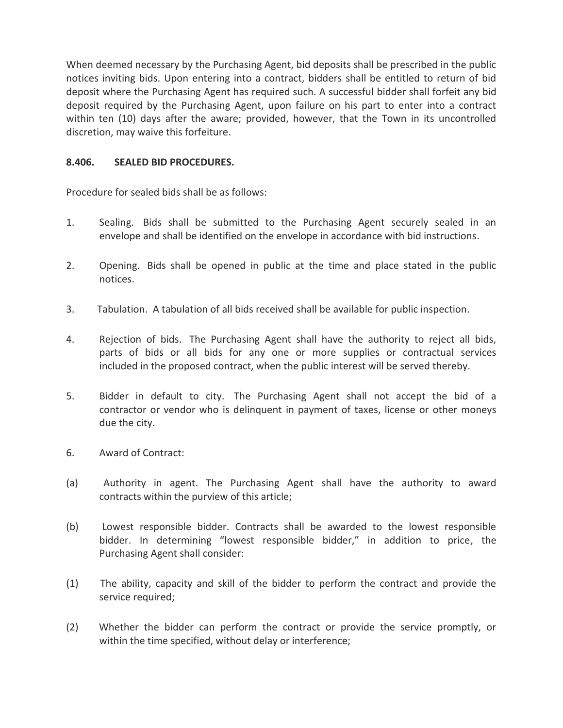When deemed necessary by the Purchasing Agent, bid deposits shall be prescribed in the public notices inviting bids. Upon entering into a contract, bidders shall be entitled to return of bid deposit where the Purchasing Agent has required such. A successful bidder shall forfeit any bid deposit required by the Purchasing Agent, upon failure on his part to enter into a contract within ten (10) days after the aware; provided, however, that the Town in its uncontrolled discretion, may waive this forfeiture.

**8.406. SEALED BID PROCEDURES.**

Procedure for sealed bids shall be as follows:

1. Sealing. Bids shall be submitted to the Purchasing Agent securely sealed in an envelope and shall be identified on the envelope in accordance with bid instructions.

2. Opening. Bids shall be opened in public at the time and place stated in the public notices.

3. Tabulation. A tabulation of all bids received shall be available for public inspection.

4. Rejection of bids. The Purchasing Agent shall have the authority to reject all bids, parts of bids or all bids for any one or more supplies or contractual services included in the proposed contract, when the public interest will be served thereby.

5. Bidder in default to city. The Purchasing Agent shall not accept the bid of a contractor or vendor who is delinquent in payment of taxes, license or other moneys due the city.

6. Award of Contract:

(a) Authority in agent. The Purchasing Agent shall have the authority to award contracts within the purview of this article;

(b) Lowest responsible bidder. Contracts shall be awarded to the lowest responsible bidder. In determining "lowest responsible bidder," in addition to price, the Purchasing Agent shall consider:

(1) The ability, capacity and skill of the bidder to perform the contract and provide the service required;

(2) Whether the bidder can perform the contract or provide the service promptly, or within the time specified, without delay or interference;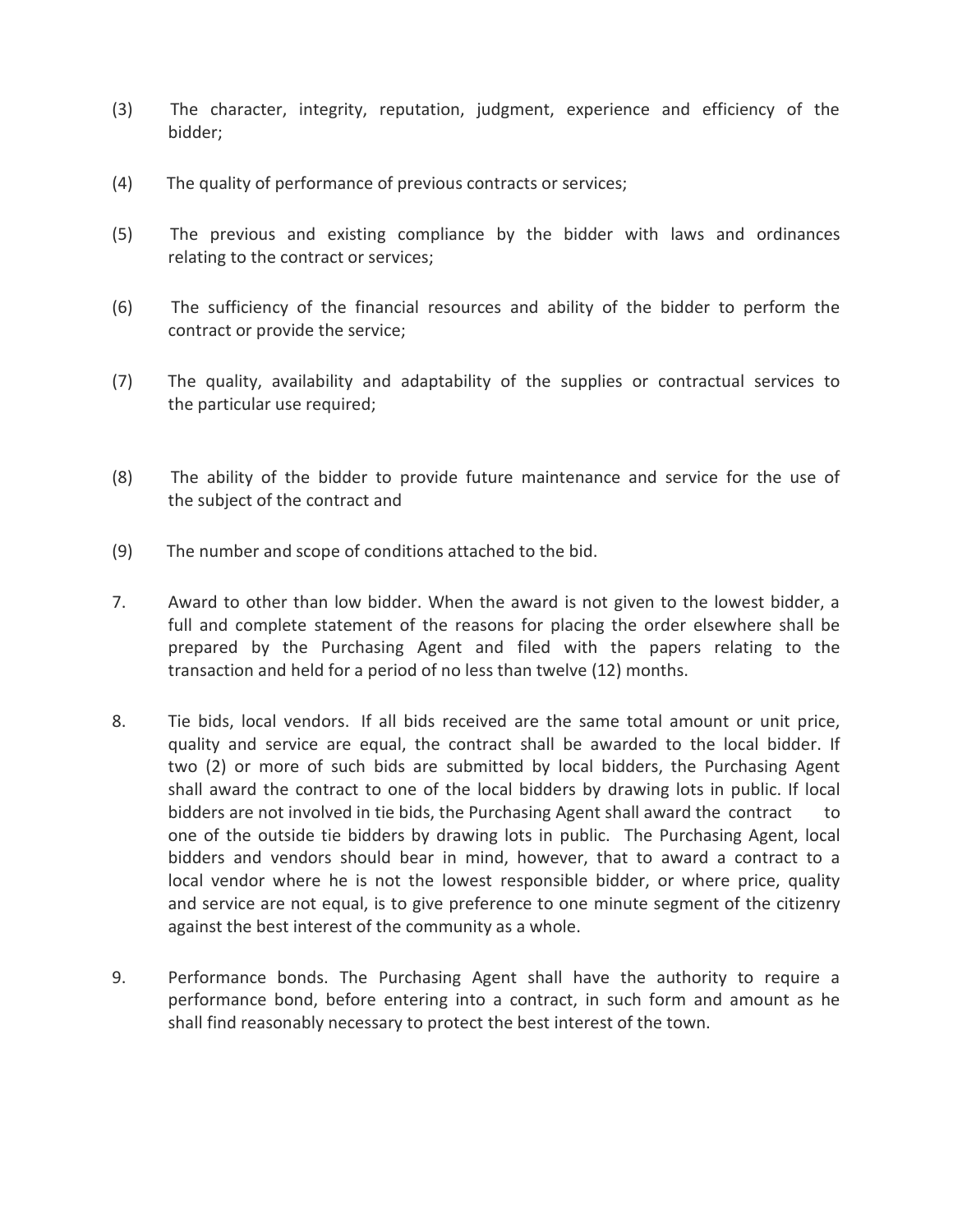(3) The character, integrity, reputation, judgment, experience and efficiency of the bidder;

(4) The quality of performance of previous contracts or services;

(5) The previous and existing compliance by the bidder with laws and ordinances relating to the contract or services;

(6) The sufficiency of the financial resources and ability of the bidder to perform the contract or provide the service;

(7) The quality, availability and adaptability of the supplies or contractual services to the particular use required;

(8) The ability of the bidder to provide future maintenance and service for the use of the subject of the contract and

(9) The number and scope of conditions attached to the bid.

7. Award to other than low bidder. When the award is not given to the lowest bidder, a full and complete statement of the reasons for placing the order elsewhere shall be prepared by the Purchasing Agent and filed with the papers relating to the transaction and held for a period of no less than twelve (12) months.

8. Tie bids, local vendors. If all bids received are the same total amount or unit price, quality and service are equal, the contract shall be awarded to the local bidder. If two (2) or more of such bids are submitted by local bidders, the Purchasing Agent shall award the contract to one of the local bidders by drawing lots in public. If local bidders are not involved in tie bids, the Purchasing Agent shall award the contract to one of the outside tie bidders by drawing lots in public. The Purchasing Agent, local bidders and vendors should bear in mind, however, that to award a contract to a local vendor where he is not the lowest responsible bidder, or where price, quality and service are not equal, is to give preference to one minute segment of the citizenry against the best interest of the community as a whole.

9. Performance bonds. The Purchasing Agent shall have the authority to require a performance bond, before entering into a contract, in such form and amount as he shall find reasonably necessary to protect the best interest of the town.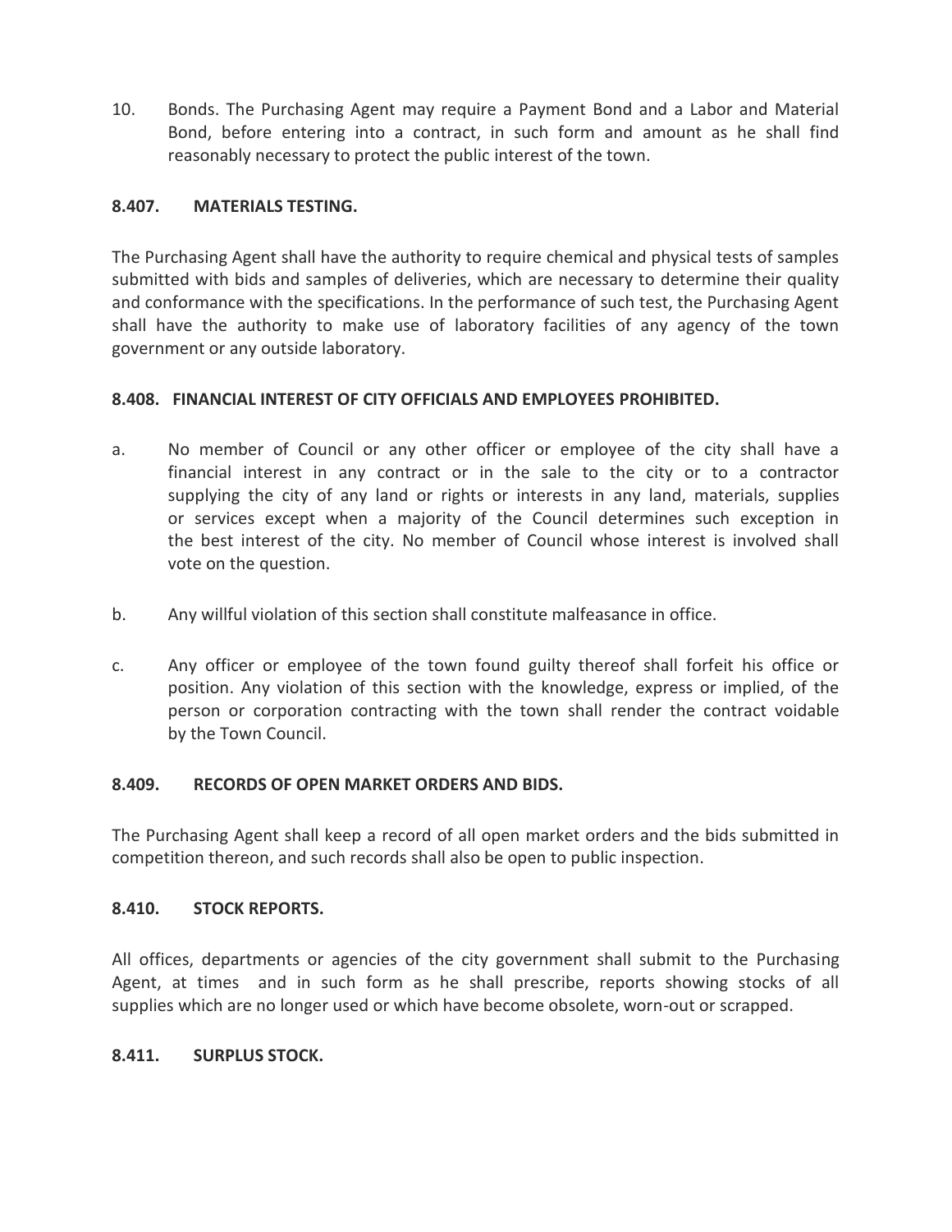10. Bonds. The Purchasing Agent may require a Payment Bond and a Labor and Material Bond, before entering into a contract, in such form and amount as he shall find reasonably necessary to protect the public interest of the town.

**8.407. MATERIALS TESTING.**

The Purchasing Agent shall have the authority to require chemical and physical tests of samples submitted with bids and samples of deliveries, which are necessary to determine their quality and conformance with the specifications. In the performance of such test, the Purchasing Agent shall have the authority to make use of laboratory facilities of any agency of the town government or any outside laboratory.

**8.408. FINANCIAL INTEREST OF CITY OFFICIALS AND EMPLOYEES PROHIBITED.**

a. No member of Council or any other officer or employee of the city shall have a financial interest in any contract or in the sale to the city or to a contractor supplying the city of any land or rights or interests in any land, materials, supplies or services except when a majority of the Council determines such exception in the best interest of the city. No member of Council whose interest is involved shall vote on the question.

b. Any willful violation of this section shall constitute malfeasance in office.

c. Any officer or employee of the town found guilty thereof shall forfeit his office or position. Any violation of this section with the knowledge, express or implied, of the person or corporation contracting with the town shall render the contract voidable by the Town Council.

**8.409. RECORDS OF OPEN MARKET ORDERS AND BIDS.**

The Purchasing Agent shall keep a record of all open market orders and the bids submitted in competition thereon, and such records shall also be open to public inspection.

**8.410. STOCK REPORTS.**

All offices, departments or agencies of the city government shall submit to the Purchasing Agent, at times and in such form as he shall prescribe, reports showing stocks of all supplies which are no longer used or which have become obsolete, worn-out or scrapped.

**8.411. SURPLUS STOCK.**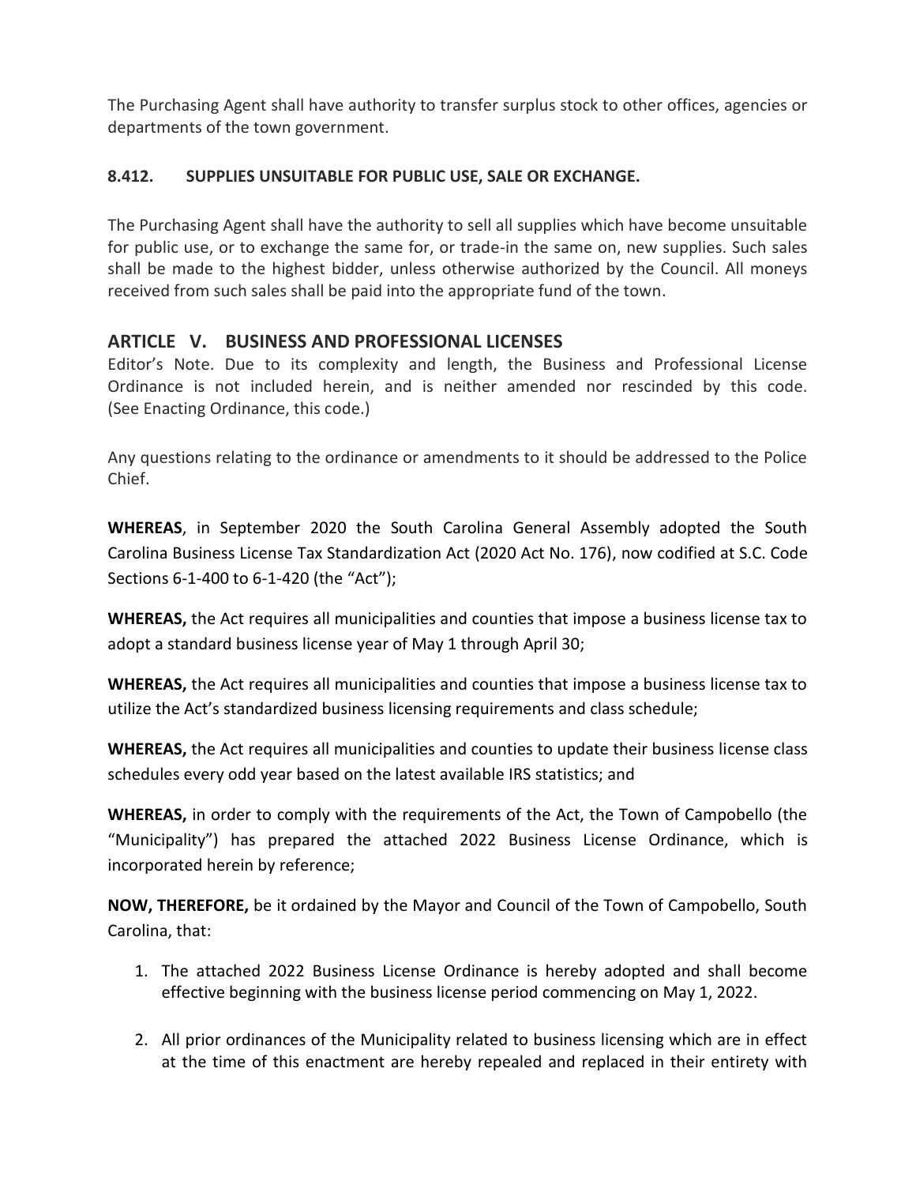The Purchasing Agent shall have authority to transfer surplus stock to other offices, agencies or departments of the town government.

**8.412. SUPPLIES UNSUITABLE FOR PUBLIC USE, SALE OR EXCHANGE.**

The Purchasing Agent shall have the authority to sell all supplies which have become unsuitable for public use, or to exchange the same for, or trade-in the same on, new supplies. Such sales shall be made to the highest bidder, unless otherwise authorized by the Council. All moneys received from such sales shall be paid into the appropriate fund of the town.

## ARTICLE V. BUSINESS AND PROFESSIONAL LICENSES

Editor's Note. Due to its complexity and length, the Business and Professional License Ordinance is not included herein, and is neither amended nor rescinded by this code. (See Enacting Ordinance, this code.)

Any questions relating to the ordinance or amendments to it should be addressed to the Police Chief.

**WHEREAS**, in September 2020 the South Carolina General Assembly adopted the South Carolina Business License Tax Standardization Act (2020 Act No. 176), now codified at S.C. Code Sections 6-1-400 to 6-1-420 (the "Act");

**WHEREAS,** the Act requires all municipalities and counties that impose a business license tax to adopt a standard business license year of May 1 through April 30;

**WHEREAS,** the Act requires all municipalities and counties that impose a business license tax to utilize the Act's standardized business licensing requirements and class schedule;

**WHEREAS,** the Act requires all municipalities and counties to update their business license class schedules every odd year based on the latest available IRS statistics; and

**WHEREAS,** in order to comply with the requirements of the Act, the Town of Campobello (the "Municipality") has prepared the attached 2022 Business License Ordinance, which is incorporated herein by reference;

**NOW, THEREFORE,** be it ordained by the Mayor and Council of the Town of Campobello, South Carolina, that:

1. The attached 2022 Business License Ordinance is hereby adopted and shall become effective beginning with the business license period commencing on May 1, 2022.

2. All prior ordinances of the Municipality related to business licensing which are in effect at the time of this enactment are hereby repealed and replaced in their entirety with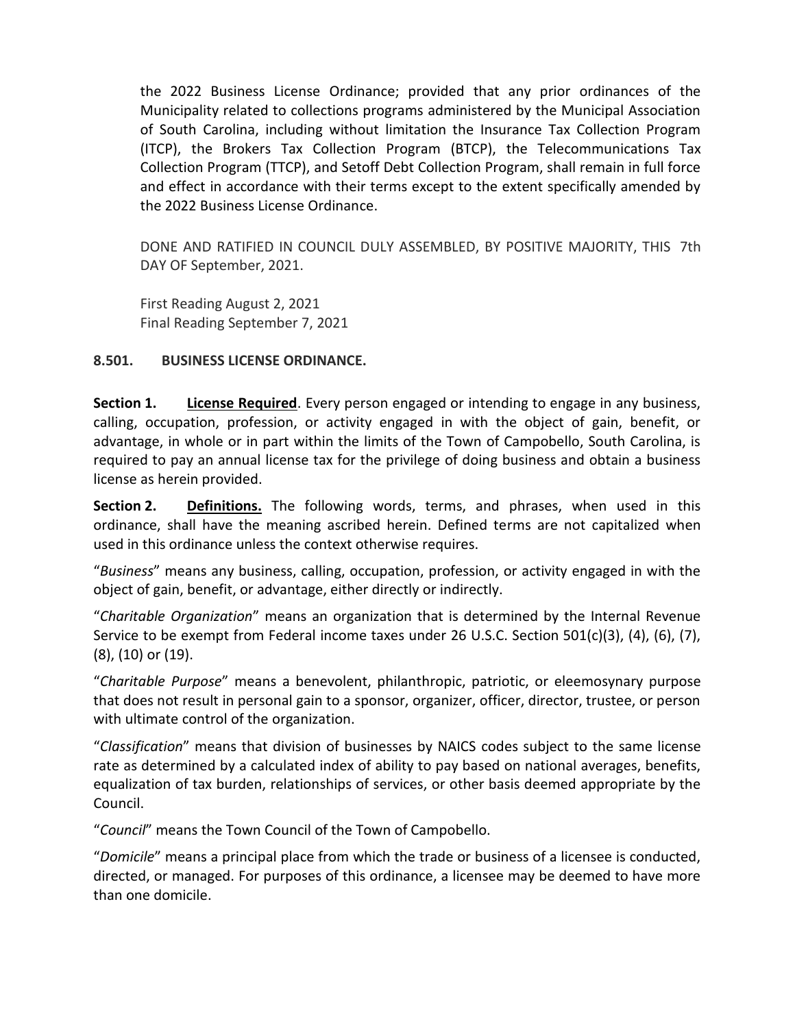the 2022 Business License Ordinance; provided that any prior ordinances of the Municipality related to collections programs administered by the Municipal Association of South Carolina, including without limitation the Insurance Tax Collection Program (ITCP), the Brokers Tax Collection Program (BTCP), the Telecommunications Tax Collection Program (TTCP), and Setoff Debt Collection Program, shall remain in full force and effect in accordance with their terms except to the extent specifically amended by the 2022 Business License Ordinance.

DONE AND RATIFIED IN COUNCIL DULY ASSEMBLED, BY POSITIVE MAJORITY, THIS 7th DAY OF September, 2021.

First Reading August 2, 2021
Final Reading September 7, 2021

**8.501. BUSINESS LICENSE ORDINANCE.**

**Section 1. <u>License Required</u>**. Every person engaged or intending to engage in any business, calling, occupation, profession, or activity engaged in with the object of gain, benefit, or advantage, in whole or in part within the limits of the Town of Campobello, South Carolina, is required to pay an annual license tax for the privilege of doing business and obtain a business license as herein provided.

**Section 2. <u>Definitions.</u>** The following words, terms, and phrases, when used in this ordinance, shall have the meaning ascribed herein. Defined terms are not capitalized when used in this ordinance unless the context otherwise requires.

"*Business*" means any business, calling, occupation, profession, or activity engaged in with the object of gain, benefit, or advantage, either directly or indirectly.

"*Charitable Organization*" means an organization that is determined by the Internal Revenue Service to be exempt from Federal income taxes under 26 U.S.C. Section 501(c)(3), (4), (6), (7), (8), (10) or (19).

"*Charitable Purpose*" means a benevolent, philanthropic, patriotic, or eleemosynary purpose that does not result in personal gain to a sponsor, organizer, officer, director, trustee, or person with ultimate control of the organization.

"*Classification*" means that division of businesses by NAICS codes subject to the same license rate as determined by a calculated index of ability to pay based on national averages, benefits, equalization of tax burden, relationships of services, or other basis deemed appropriate by the Council.

"*Council*" means the Town Council of the Town of Campobello.

"*Domicile*" means a principal place from which the trade or business of a licensee is conducted, directed, or managed. For purposes of this ordinance, a licensee may be deemed to have more than one domicile.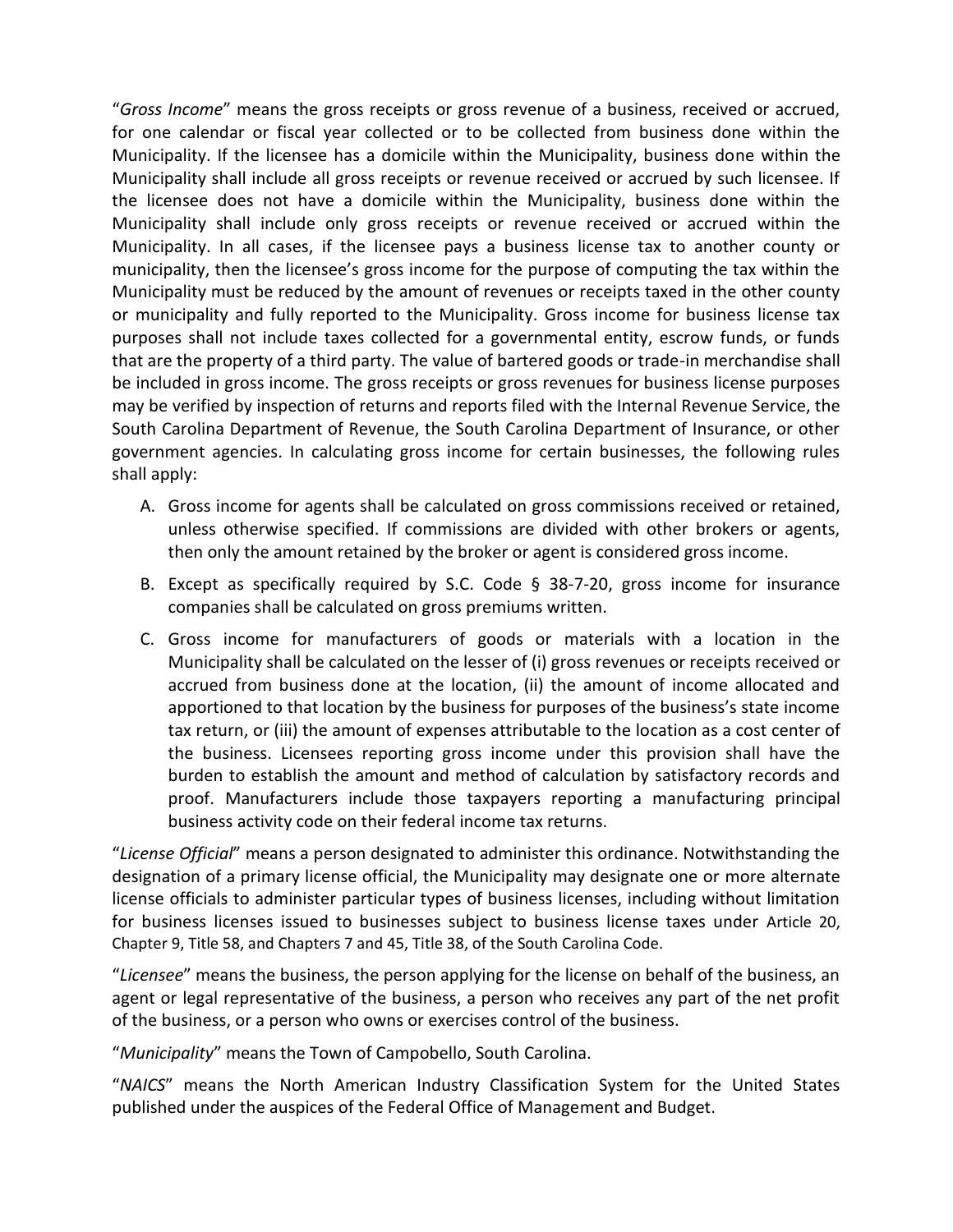"*Gross Income*" means the gross receipts or gross revenue of a business, received or accrued, for one calendar or fiscal year collected or to be collected from business done within the Municipality. If the licensee has a domicile within the Municipality, business done within the Municipality shall include all gross receipts or revenue received or accrued by such licensee. If the licensee does not have a domicile within the Municipality, business done within the Municipality shall include only gross receipts or revenue received or accrued within the Municipality. In all cases, if the licensee pays a business license tax to another county or municipality, then the licensee's gross income for the purpose of computing the tax within the Municipality must be reduced by the amount of revenues or receipts taxed in the other county or municipality and fully reported to the Municipality. Gross income for business license tax purposes shall not include taxes collected for a governmental entity, escrow funds, or funds that are the property of a third party. The value of bartered goods or trade-in merchandise shall be included in gross income. The gross receipts or gross revenues for business license purposes may be verified by inspection of returns and reports filed with the Internal Revenue Service, the South Carolina Department of Revenue, the South Carolina Department of Insurance, or other government agencies. In calculating gross income for certain businesses, the following rules shall apply:

A. Gross income for agents shall be calculated on gross commissions received or retained, unless otherwise specified. If commissions are divided with other brokers or agents, then only the amount retained by the broker or agent is considered gross income.

B. Except as specifically required by S.C. Code § 38-7-20, gross income for insurance companies shall be calculated on gross premiums written.

C. Gross income for manufacturers of goods or materials with a location in the Municipality shall be calculated on the lesser of (i) gross revenues or receipts received or accrued from business done at the location, (ii) the amount of income allocated and apportioned to that location by the business for purposes of the business's state income tax return, or (iii) the amount of expenses attributable to the location as a cost center of the business. Licensees reporting gross income under this provision shall have the burden to establish the amount and method of calculation by satisfactory records and proof. Manufacturers include those taxpayers reporting a manufacturing principal business activity code on their federal income tax returns.

"*License Official*" means a person designated to administer this ordinance. Notwithstanding the designation of a primary license official, the Municipality may designate one or more alternate license officials to administer particular types of business licenses, including without limitation for business licenses issued to businesses subject to business license taxes under Article 20, Chapter 9, Title 58, and Chapters 7 and 45, Title 38, of the South Carolina Code.

"*Licensee*" means the business, the person applying for the license on behalf of the business, an agent or legal representative of the business, a person who receives any part of the net profit of the business, or a person who owns or exercises control of the business.

"*Municipality*" means the Town of Campobello, South Carolina.

"*NAICS*" means the North American Industry Classification System for the United States published under the auspices of the Federal Office of Management and Budget.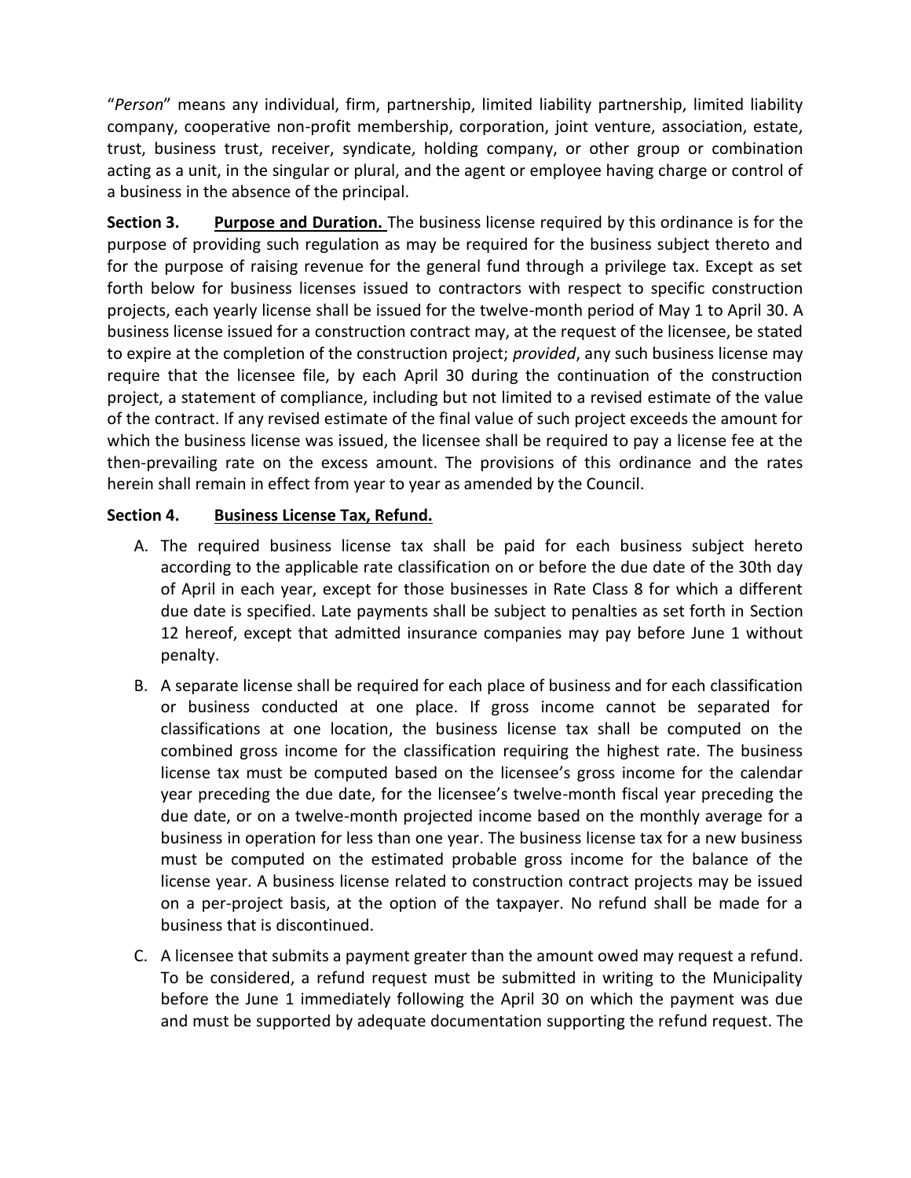"*Person*" means any individual, firm, partnership, limited liability partnership, limited liability company, cooperative non-profit membership, corporation, joint venture, association, estate, trust, business trust, receiver, syndicate, holding company, or other group or combination acting as a unit, in the singular or plural, and the agent or employee having charge or control of a business in the absence of the principal.

**Section 3. <u>Purpose and Duration.</u>** The business license required by this ordinance is for the purpose of providing such regulation as may be required for the business subject thereto and for the purpose of raising revenue for the general fund through a privilege tax. Except as set forth below for business licenses issued to contractors with respect to specific construction projects, each yearly license shall be issued for the twelve-month period of May 1 to April 30. A business license issued for a construction contract may, at the request of the licensee, be stated to expire at the completion of the construction project; *provided*, any such business license may require that the licensee file, by each April 30 during the continuation of the construction project, a statement of compliance, including but not limited to a revised estimate of the value of the contract. If any revised estimate of the final value of such project exceeds the amount for which the business license was issued, the licensee shall be required to pay a license fee at the then-prevailing rate on the excess amount. The provisions of this ordinance and the rates herein shall remain in effect from year to year as amended by the Council.

**Section 4. <u>Business License Tax, Refund.</u>**

A. The required business license tax shall be paid for each business subject hereto according to the applicable rate classification on or before the due date of the 30th day of April in each year, except for those businesses in Rate Class 8 for which a different due date is specified. Late payments shall be subject to penalties as set forth in Section 12 hereof, except that admitted insurance companies may pay before June 1 without penalty.

B. A separate license shall be required for each place of business and for each classification or business conducted at one place. If gross income cannot be separated for classifications at one location, the business license tax shall be computed on the combined gross income for the classification requiring the highest rate. The business license tax must be computed based on the licensee's gross income for the calendar year preceding the due date, for the licensee's twelve-month fiscal year preceding the due date, or on a twelve-month projected income based on the monthly average for a business in operation for less than one year. The business license tax for a new business must be computed on the estimated probable gross income for the balance of the license year. A business license related to construction contract projects may be issued on a per-project basis, at the option of the taxpayer. No refund shall be made for a business that is discontinued.

C. A licensee that submits a payment greater than the amount owed may request a refund. To be considered, a refund request must be submitted in writing to the Municipality before the June 1 immediately following the April 30 on which the payment was due and must be supported by adequate documentation supporting the refund request. The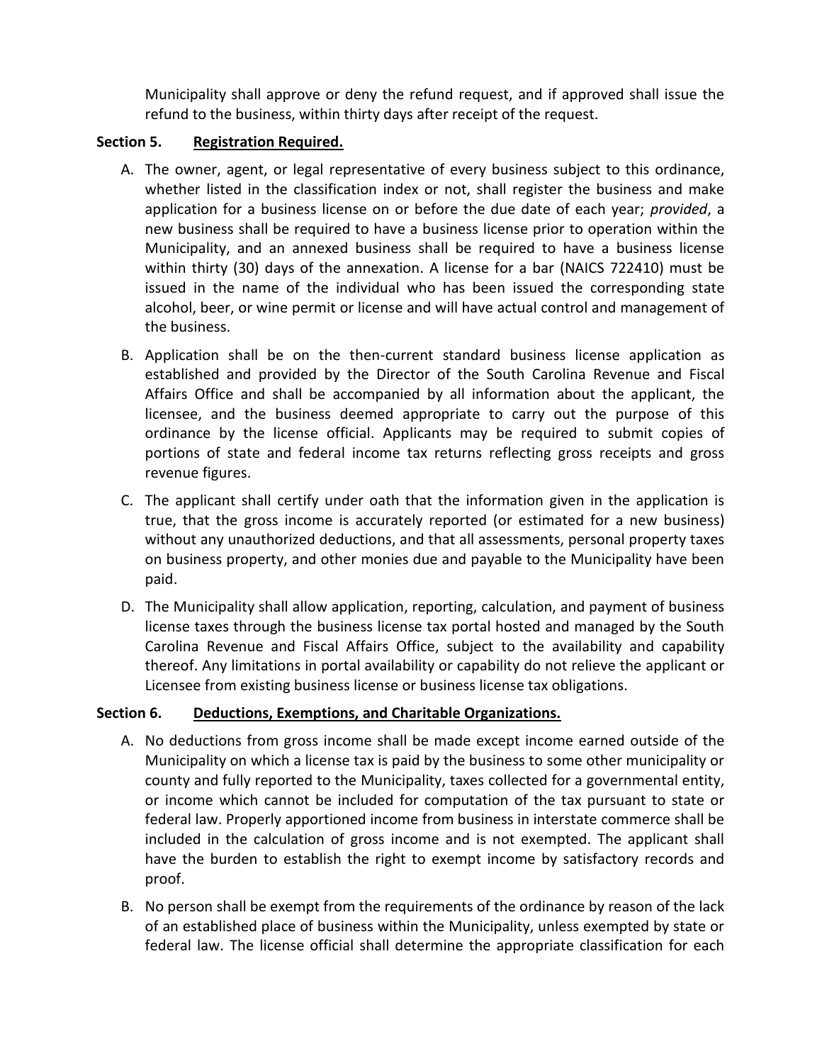Municipality shall approve or deny the refund request, and if approved shall issue the refund to the business, within thirty days after receipt of the request.

**Section 5. Registration Required.**

A. The owner, agent, or legal representative of every business subject to this ordinance, whether listed in the classification index or not, shall register the business and make application for a business license on or before the due date of each year; *provided*, a new business shall be required to have a business license prior to operation within the Municipality, and an annexed business shall be required to have a business license within thirty (30) days of the annexation. A license for a bar (NAICS 722410) must be issued in the name of the individual who has been issued the corresponding state alcohol, beer, or wine permit or license and will have actual control and management of the business.

B. Application shall be on the then-current standard business license application as established and provided by the Director of the South Carolina Revenue and Fiscal Affairs Office and shall be accompanied by all information about the applicant, the licensee, and the business deemed appropriate to carry out the purpose of this ordinance by the license official. Applicants may be required to submit copies of portions of state and federal income tax returns reflecting gross receipts and gross revenue figures.

C. The applicant shall certify under oath that the information given in the application is true, that the gross income is accurately reported (or estimated for a new business) without any unauthorized deductions, and that all assessments, personal property taxes on business property, and other monies due and payable to the Municipality have been paid.

D. The Municipality shall allow application, reporting, calculation, and payment of business license taxes through the business license tax portal hosted and managed by the South Carolina Revenue and Fiscal Affairs Office, subject to the availability and capability thereof. Any limitations in portal availability or capability do not relieve the applicant or Licensee from existing business license or business license tax obligations.

**Section 6. Deductions, Exemptions, and Charitable Organizations.**

A. No deductions from gross income shall be made except income earned outside of the Municipality on which a license tax is paid by the business to some other municipality or county and fully reported to the Municipality, taxes collected for a governmental entity, or income which cannot be included for computation of the tax pursuant to state or federal law. Properly apportioned income from business in interstate commerce shall be included in the calculation of gross income and is not exempted. The applicant shall have the burden to establish the right to exempt income by satisfactory records and proof.

B. No person shall be exempt from the requirements of the ordinance by reason of the lack of an established place of business within the Municipality, unless exempted by state or federal law. The license official shall determine the appropriate classification for each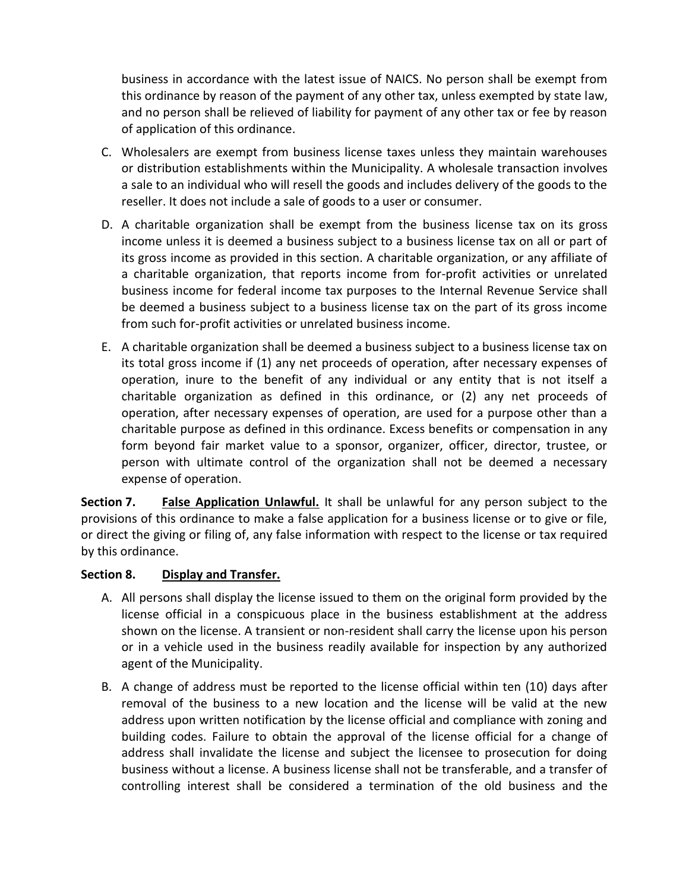business in accordance with the latest issue of NAICS. No person shall be exempt from this ordinance by reason of the payment of any other tax, unless exempted by state law, and no person shall be relieved of liability for payment of any other tax or fee by reason of application of this ordinance.

C. Wholesalers are exempt from business license taxes unless they maintain warehouses or distribution establishments within the Municipality. A wholesale transaction involves a sale to an individual who will resell the goods and includes delivery of the goods to the reseller. It does not include a sale of goods to a user or consumer.

D. A charitable organization shall be exempt from the business license tax on its gross income unless it is deemed a business subject to a business license tax on all or part of its gross income as provided in this section. A charitable organization, or any affiliate of a charitable organization, that reports income from for-profit activities or unrelated business income for federal income tax purposes to the Internal Revenue Service shall be deemed a business subject to a business license tax on the part of its gross income from such for-profit activities or unrelated business income.

E. A charitable organization shall be deemed a business subject to a business license tax on its total gross income if (1) any net proceeds of operation, after necessary expenses of operation, inure to the benefit of any individual or any entity that is not itself a charitable organization as defined in this ordinance, or (2) any net proceeds of operation, after necessary expenses of operation, are used for a purpose other than a charitable purpose as defined in this ordinance. Excess benefits or compensation in any form beyond fair market value to a sponsor, organizer, officer, director, trustee, or person with ultimate control of the organization shall not be deemed a necessary expense of operation.

**Section 7.** **False Application Unlawful.** It shall be unlawful for any person subject to the provisions of this ordinance to make a false application for a business license or to give or file, or direct the giving or filing of, any false information with respect to the license or tax required by this ordinance.

**Section 8.** **Display and Transfer.**

A. All persons shall display the license issued to them on the original form provided by the license official in a conspicuous place in the business establishment at the address shown on the license. A transient or non-resident shall carry the license upon his person or in a vehicle used in the business readily available for inspection by any authorized agent of the Municipality.

B. A change of address must be reported to the license official within ten (10) days after removal of the business to a new location and the license will be valid at the new address upon written notification by the license official and compliance with zoning and building codes. Failure to obtain the approval of the license official for a change of address shall invalidate the license and subject the licensee to prosecution for doing business without a license. A business license shall not be transferable, and a transfer of controlling interest shall be considered a termination of the old business and the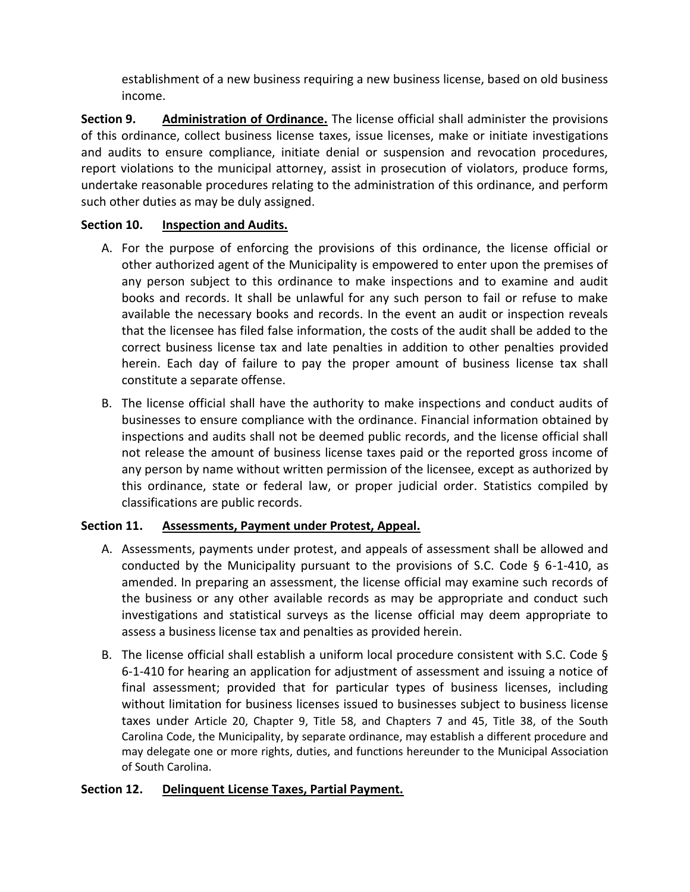establishment of a new business requiring a new business license, based on old business income.

**Section 9.** **Administration of Ordinance.** The license official shall administer the provisions of this ordinance, collect business license taxes, issue licenses, make or initiate investigations and audits to ensure compliance, initiate denial or suspension and revocation procedures, report violations to the municipal attorney, assist in prosecution of violators, produce forms, undertake reasonable procedures relating to the administration of this ordinance, and perform such other duties as may be duly assigned.

**Section 10.** **Inspection and Audits.**

A. For the purpose of enforcing the provisions of this ordinance, the license official or other authorized agent of the Municipality is empowered to enter upon the premises of any person subject to this ordinance to make inspections and to examine and audit books and records. It shall be unlawful for any such person to fail or refuse to make available the necessary books and records. In the event an audit or inspection reveals that the licensee has filed false information, the costs of the audit shall be added to the correct business license tax and late penalties in addition to other penalties provided herein. Each day of failure to pay the proper amount of business license tax shall constitute a separate offense.

B. The license official shall have the authority to make inspections and conduct audits of businesses to ensure compliance with the ordinance. Financial information obtained by inspections and audits shall not be deemed public records, and the license official shall not release the amount of business license taxes paid or the reported gross income of any person by name without written permission of the licensee, except as authorized by this ordinance, state or federal law, or proper judicial order. Statistics compiled by classifications are public records.

**Section 11.** **Assessments, Payment under Protest, Appeal.**

A. Assessments, payments under protest, and appeals of assessment shall be allowed and conducted by the Municipality pursuant to the provisions of S.C. Code § 6-1-410, as amended. In preparing an assessment, the license official may examine such records of the business or any other available records as may be appropriate and conduct such investigations and statistical surveys as the license official may deem appropriate to assess a business license tax and penalties as provided herein.

B. The license official shall establish a uniform local procedure consistent with S.C. Code § 6-1-410 for hearing an application for adjustment of assessment and issuing a notice of final assessment; provided that for particular types of business licenses, including without limitation for business licenses issued to businesses subject to business license taxes under Article 20, Chapter 9, Title 58, and Chapters 7 and 45, Title 38, of the South Carolina Code, the Municipality, by separate ordinance, may establish a different procedure and may delegate one or more rights, duties, and functions hereunder to the Municipal Association of South Carolina.

**Section 12.** **Delinquent License Taxes, Partial Payment.**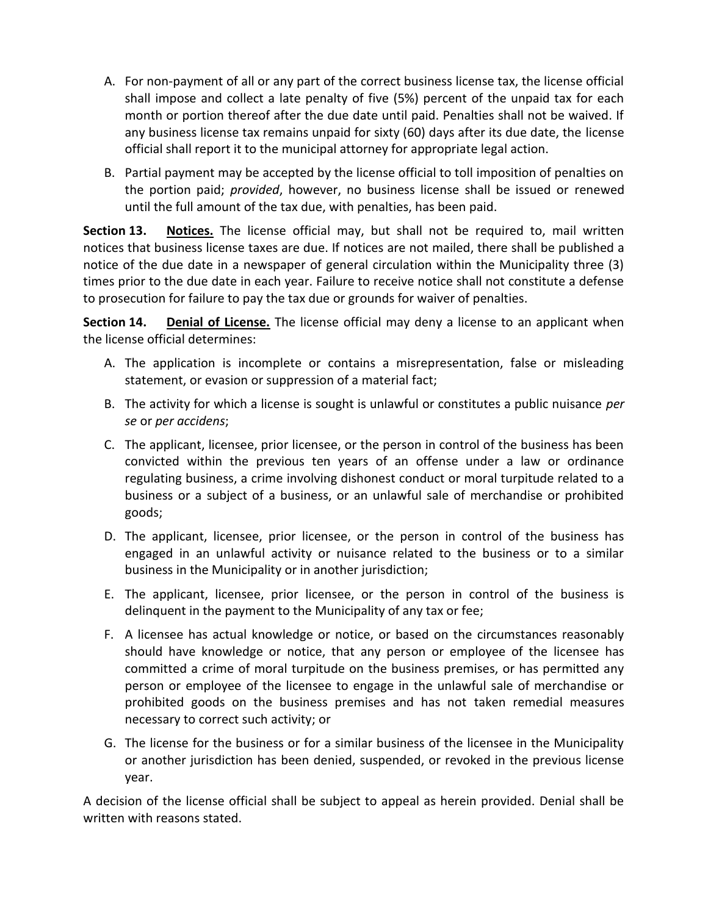A. For non-payment of all or any part of the correct business license tax, the license official shall impose and collect a late penalty of five (5%) percent of the unpaid tax for each month or portion thereof after the due date until paid. Penalties shall not be waived. If any business license tax remains unpaid for sixty (60) days after its due date, the license official shall report it to the municipal attorney for appropriate legal action.

B. Partial payment may be accepted by the license official to toll imposition of penalties on the portion paid; *provided*, however, no business license shall be issued or renewed until the full amount of the tax due, with penalties, has been paid.

**Section 13. Notices.** The license official may, but shall not be required to, mail written notices that business license taxes are due. If notices are not mailed, there shall be published a notice of the due date in a newspaper of general circulation within the Municipality three (3) times prior to the due date in each year. Failure to receive notice shall not constitute a defense to prosecution for failure to pay the tax due or grounds for waiver of penalties.

**Section 14. Denial of License.** The license official may deny a license to an applicant when the license official determines:

A. The application is incomplete or contains a misrepresentation, false or misleading statement, or evasion or suppression of a material fact;

B. The activity for which a license is sought is unlawful or constitutes a public nuisance *per se* or *per accidens*;

C. The applicant, licensee, prior licensee, or the person in control of the business has been convicted within the previous ten years of an offense under a law or ordinance regulating business, a crime involving dishonest conduct or moral turpitude related to a business or a subject of a business, or an unlawful sale of merchandise or prohibited goods;

D. The applicant, licensee, prior licensee, or the person in control of the business has engaged in an unlawful activity or nuisance related to the business or to a similar business in the Municipality or in another jurisdiction;

E. The applicant, licensee, prior licensee, or the person in control of the business is delinquent in the payment to the Municipality of any tax or fee;

F. A licensee has actual knowledge or notice, or based on the circumstances reasonably should have knowledge or notice, that any person or employee of the licensee has committed a crime of moral turpitude on the business premises, or has permitted any person or employee of the licensee to engage in the unlawful sale of merchandise or prohibited goods on the business premises and has not taken remedial measures necessary to correct such activity; or

G. The license for the business or for a similar business of the licensee in the Municipality or another jurisdiction has been denied, suspended, or revoked in the previous license year.

A decision of the license official shall be subject to appeal as herein provided. Denial shall be written with reasons stated.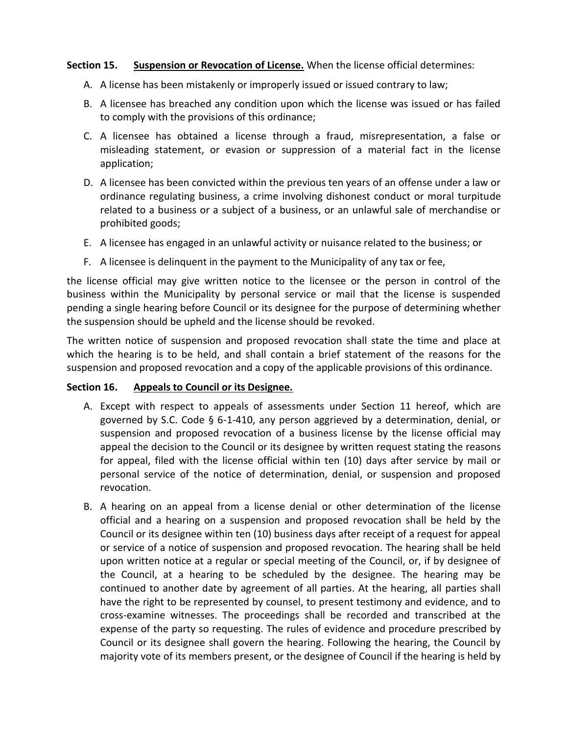**Section 15. Suspension or Revocation of License.** When the license official determines:

A. A license has been mistakenly or improperly issued or issued contrary to law;

B. A licensee has breached any condition upon which the license was issued or has failed to comply with the provisions of this ordinance;

C. A licensee has obtained a license through a fraud, misrepresentation, a false or misleading statement, or evasion or suppression of a material fact in the license application;

D. A licensee has been convicted within the previous ten years of an offense under a law or ordinance regulating business, a crime involving dishonest conduct or moral turpitude related to a business or a subject of a business, or an unlawful sale of merchandise or prohibited goods;

E. A licensee has engaged in an unlawful activity or nuisance related to the business; or

F. A licensee is delinquent in the payment to the Municipality of any tax or fee,

the license official may give written notice to the licensee or the person in control of the business within the Municipality by personal service or mail that the license is suspended pending a single hearing before Council or its designee for the purpose of determining whether the suspension should be upheld and the license should be revoked.

The written notice of suspension and proposed revocation shall state the time and place at which the hearing is to be held, and shall contain a brief statement of the reasons for the suspension and proposed revocation and a copy of the applicable provisions of this ordinance.

**Section 16. Appeals to Council or its Designee.**

A. Except with respect to appeals of assessments under Section 11 hereof, which are governed by S.C. Code § 6-1-410, any person aggrieved by a determination, denial, or suspension and proposed revocation of a business license by the license official may appeal the decision to the Council or its designee by written request stating the reasons for appeal, filed with the license official within ten (10) days after service by mail or personal service of the notice of determination, denial, or suspension and proposed revocation.

B. A hearing on an appeal from a license denial or other determination of the license official and a hearing on a suspension and proposed revocation shall be held by the Council or its designee within ten (10) business days after receipt of a request for appeal or service of a notice of suspension and proposed revocation. The hearing shall be held upon written notice at a regular or special meeting of the Council, or, if by designee of the Council, at a hearing to be scheduled by the designee. The hearing may be continued to another date by agreement of all parties. At the hearing, all parties shall have the right to be represented by counsel, to present testimony and evidence, and to cross-examine witnesses. The proceedings shall be recorded and transcribed at the expense of the party so requesting. The rules of evidence and procedure prescribed by Council or its designee shall govern the hearing. Following the hearing, the Council by majority vote of its members present, or the designee of Council if the hearing is held by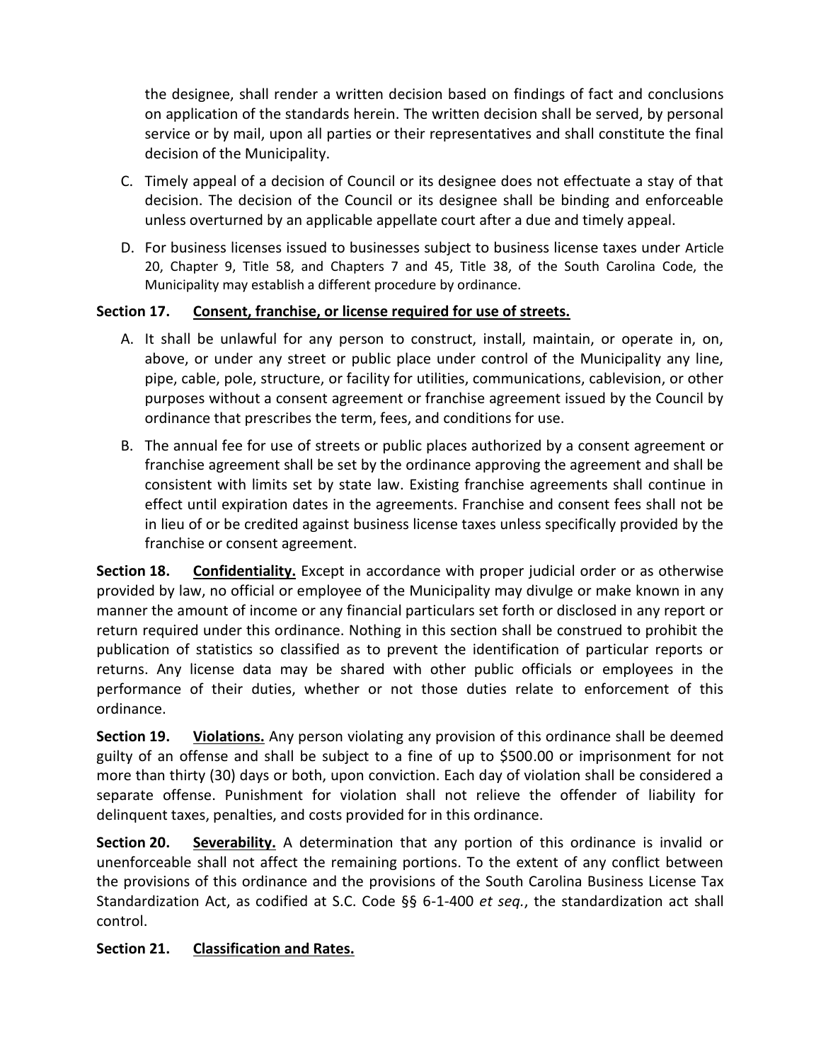the designee, shall render a written decision based on findings of fact and conclusions on application of the standards herein. The written decision shall be served, by personal service or by mail, upon all parties or their representatives and shall constitute the final decision of the Municipality.

C. Timely appeal of a decision of Council or its designee does not effectuate a stay of that decision. The decision of the Council or its designee shall be binding and enforceable unless overturned by an applicable appellate court after a due and timely appeal.

D. For business licenses issued to businesses subject to business license taxes under Article 20, Chapter 9, Title 58, and Chapters 7 and 45, Title 38, of the South Carolina Code, the Municipality may establish a different procedure by ordinance.

**Section 17. Consent, franchise, or license required for use of streets.**

A. It shall be unlawful for any person to construct, install, maintain, or operate in, on, above, or under any street or public place under control of the Municipality any line, pipe, cable, pole, structure, or facility for utilities, communications, cablevision, or other purposes without a consent agreement or franchise agreement issued by the Council by ordinance that prescribes the term, fees, and conditions for use.

B. The annual fee for use of streets or public places authorized by a consent agreement or franchise agreement shall be set by the ordinance approving the agreement and shall be consistent with limits set by state law. Existing franchise agreements shall continue in effect until expiration dates in the agreements. Franchise and consent fees shall not be in lieu of or be credited against business license taxes unless specifically provided by the franchise or consent agreement.

**Section 18. Confidentiality.** Except in accordance with proper judicial order or as otherwise provided by law, no official or employee of the Municipality may divulge or make known in any manner the amount of income or any financial particulars set forth or disclosed in any report or return required under this ordinance. Nothing in this section shall be construed to prohibit the publication of statistics so classified as to prevent the identification of particular reports or returns. Any license data may be shared with other public officials or employees in the performance of their duties, whether or not those duties relate to enforcement of this ordinance.

**Section 19. Violations.** Any person violating any provision of this ordinance shall be deemed guilty of an offense and shall be subject to a fine of up to $500.00 or imprisonment for not more than thirty (30) days or both, upon conviction. Each day of violation shall be considered a separate offense. Punishment for violation shall not relieve the offender of liability for delinquent taxes, penalties, and costs provided for in this ordinance.

**Section 20. Severability.** A determination that any portion of this ordinance is invalid or unenforceable shall not affect the remaining portions. To the extent of any conflict between the provisions of this ordinance and the provisions of the South Carolina Business License Tax Standardization Act, as codified at S.C. Code §§ 6-1-400 *et seq.*, the standardization act shall control.

**Section 21. Classification and Rates.**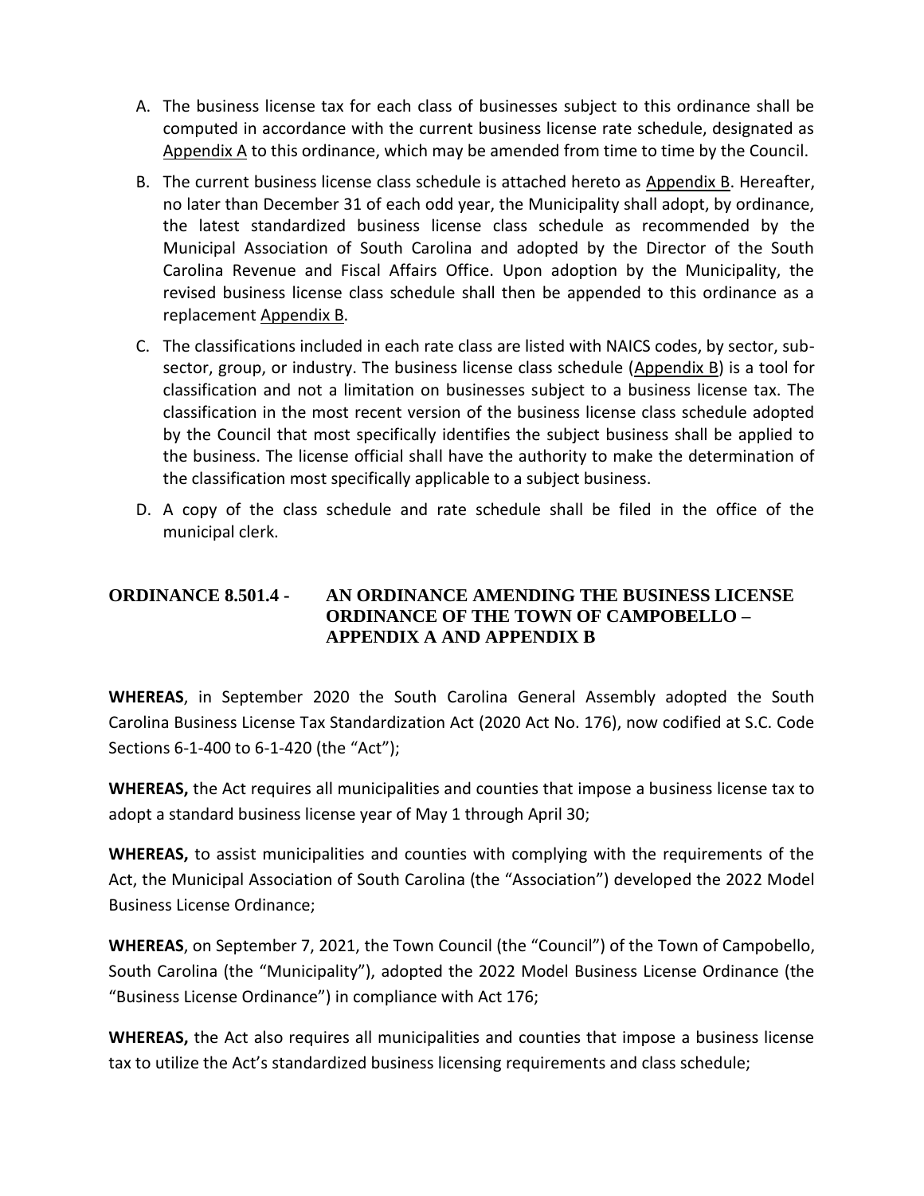A. The business license tax for each class of businesses subject to this ordinance shall be computed in accordance with the current business license rate schedule, designated as Appendix A to this ordinance, which may be amended from time to time by the Council.

B. The current business license class schedule is attached hereto as Appendix B. Hereafter, no later than December 31 of each odd year, the Municipality shall adopt, by ordinance, the latest standardized business license class schedule as recommended by the Municipal Association of South Carolina and adopted by the Director of the South Carolina Revenue and Fiscal Affairs Office. Upon adoption by the Municipality, the revised business license class schedule shall then be appended to this ordinance as a replacement Appendix B.

C. The classifications included in each rate class are listed with NAICS codes, by sector, sub-sector, group, or industry. The business license class schedule (Appendix B) is a tool for classification and not a limitation on businesses subject to a business license tax. The classification in the most recent version of the business license class schedule adopted by the Council that most specifically identifies the subject business shall be applied to the business. The license official shall have the authority to make the determination of the classification most specifically applicable to a subject business.

D. A copy of the class schedule and rate schedule shall be filed in the office of the municipal clerk.

## ORDINANCE 8.501.4 - AN ORDINANCE AMENDING THE BUSINESS LICENSE ORDINANCE OF THE TOWN OF CAMPOBELLO – APPENDIX A AND APPENDIX B

**WHEREAS**, in September 2020 the South Carolina General Assembly adopted the South Carolina Business License Tax Standardization Act (2020 Act No. 176), now codified at S.C. Code Sections 6-1-400 to 6-1-420 (the "Act");

**WHEREAS,** the Act requires all municipalities and counties that impose a business license tax to adopt a standard business license year of May 1 through April 30;

**WHEREAS,** to assist municipalities and counties with complying with the requirements of the Act, the Municipal Association of South Carolina (the "Association") developed the 2022 Model Business License Ordinance;

**WHEREAS**, on September 7, 2021, the Town Council (the "Council") of the Town of Campobello, South Carolina (the "Municipality"), adopted the 2022 Model Business License Ordinance (the "Business License Ordinance") in compliance with Act 176;

**WHEREAS,** the Act also requires all municipalities and counties that impose a business license tax to utilize the Act's standardized business licensing requirements and class schedule;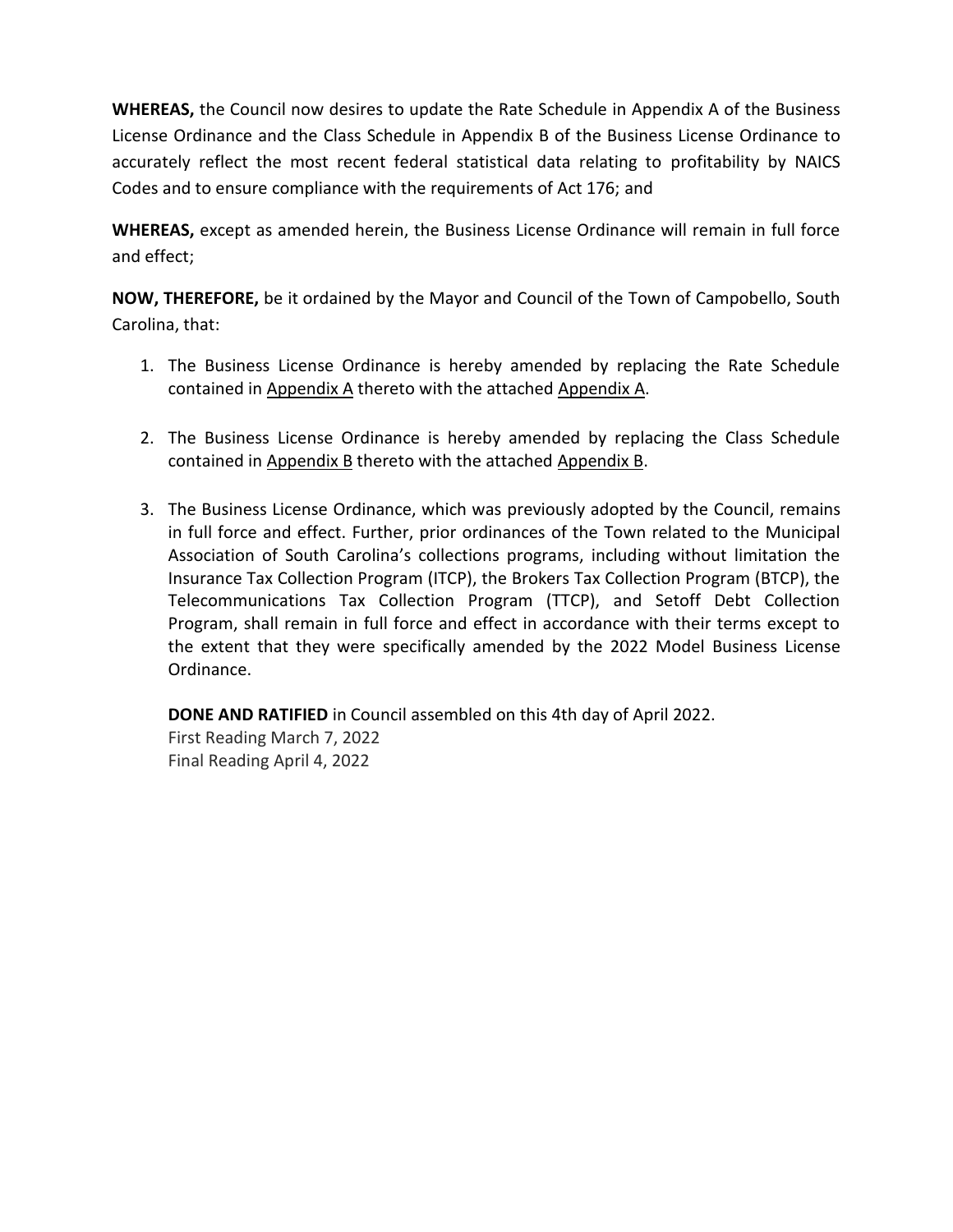**WHEREAS,** the Council now desires to update the Rate Schedule in Appendix A of the Business License Ordinance and the Class Schedule in Appendix B of the Business License Ordinance to accurately reflect the most recent federal statistical data relating to profitability by NAICS Codes and to ensure compliance with the requirements of Act 176; and

**WHEREAS,** except as amended herein, the Business License Ordinance will remain in full force and effect;

**NOW, THEREFORE,** be it ordained by the Mayor and Council of the Town of Campobello, South Carolina, that:

1. The Business License Ordinance is hereby amended by replacing the Rate Schedule contained in Appendix A thereto with the attached Appendix A.

2. The Business License Ordinance is hereby amended by replacing the Class Schedule contained in Appendix B thereto with the attached Appendix B.

3. The Business License Ordinance, which was previously adopted by the Council, remains in full force and effect. Further, prior ordinances of the Town related to the Municipal Association of South Carolina's collections programs, including without limitation the Insurance Tax Collection Program (ITCP), the Brokers Tax Collection Program (BTCP), the Telecommunications Tax Collection Program (TTCP), and Setoff Debt Collection Program, shall remain in full force and effect in accordance with their terms except to the extent that they were specifically amended by the 2022 Model Business License Ordinance.

   **DONE AND RATIFIED** in Council assembled on this 4th day of April 2022.
   First Reading March 7, 2022
   Final Reading April 4, 2022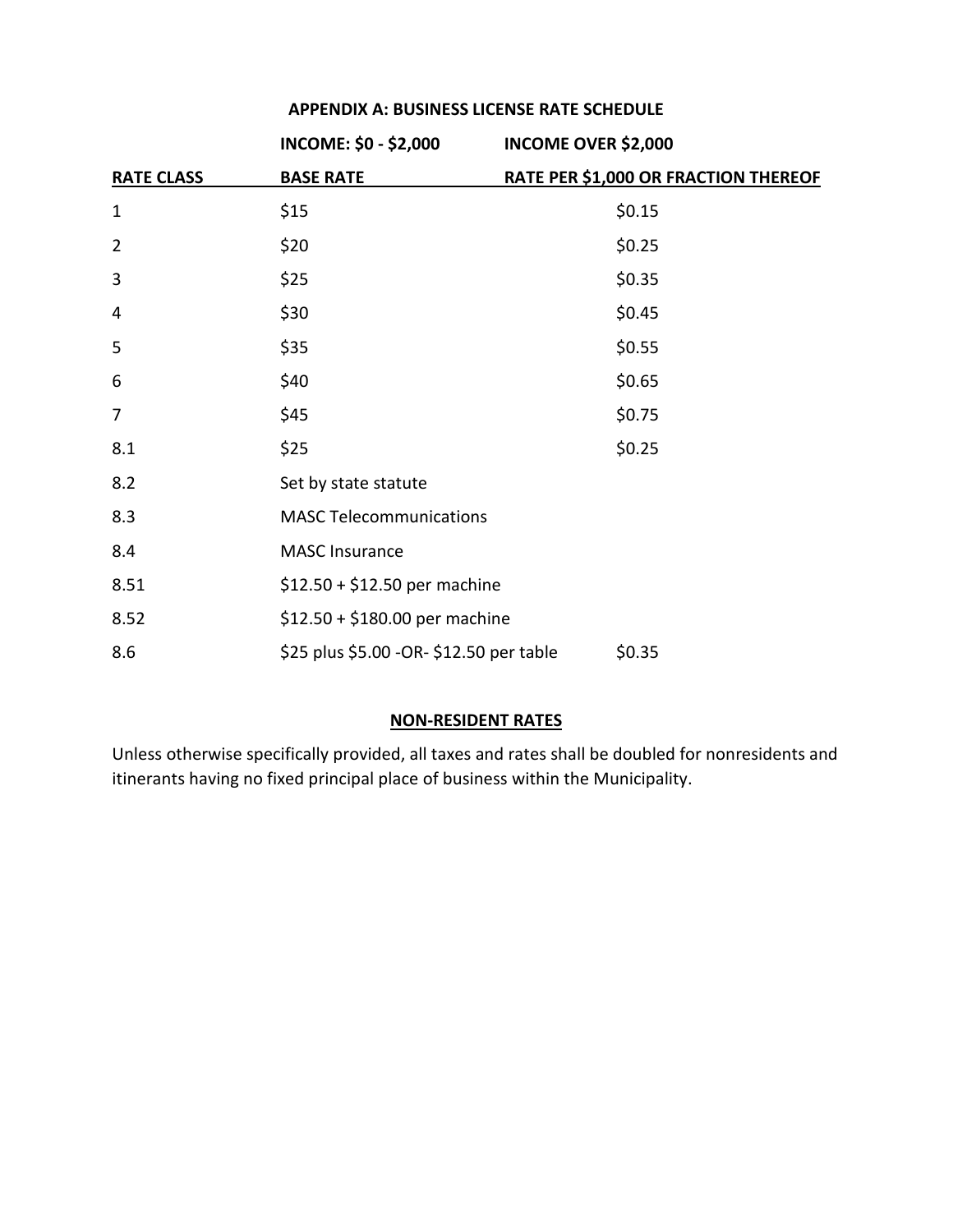## APPENDIX A: BUSINESS LICENSE RATE SCHEDULE

| | INCOME: $0 - $2,000 | INCOME OVER $2,000 |
|---|---|---|
| RATE CLASS | BASE RATE | RATE PER $1,000 OR FRACTION THEREOF |
| 1 | $15 | $0.15 |
| 2 | $20 | $0.25 |
| 3 | $25 | $0.35 |
| 4 | $30 | $0.45 |
| 5 | $35 | $0.55 |
| 6 | $40 | $0.65 |
| 7 | $45 | $0.75 |
| 8.1 | $25 | $0.25 |
| 8.2 | Set by state statute | |
| 8.3 | MASC Telecommunications | |
| 8.4 | MASC Insurance | |
| 8.51 | $12.50 + $12.50 per machine | |
| 8.52 | $12.50 + $180.00 per machine | |
| 8.6 | $25 plus $5.00 -OR- $12.50 per table | $0.35 |

## NON-RESIDENT RATES

Unless otherwise specifically provided, all taxes and rates shall be doubled for nonresidents and itinerants having no fixed principal place of business within the Municipality.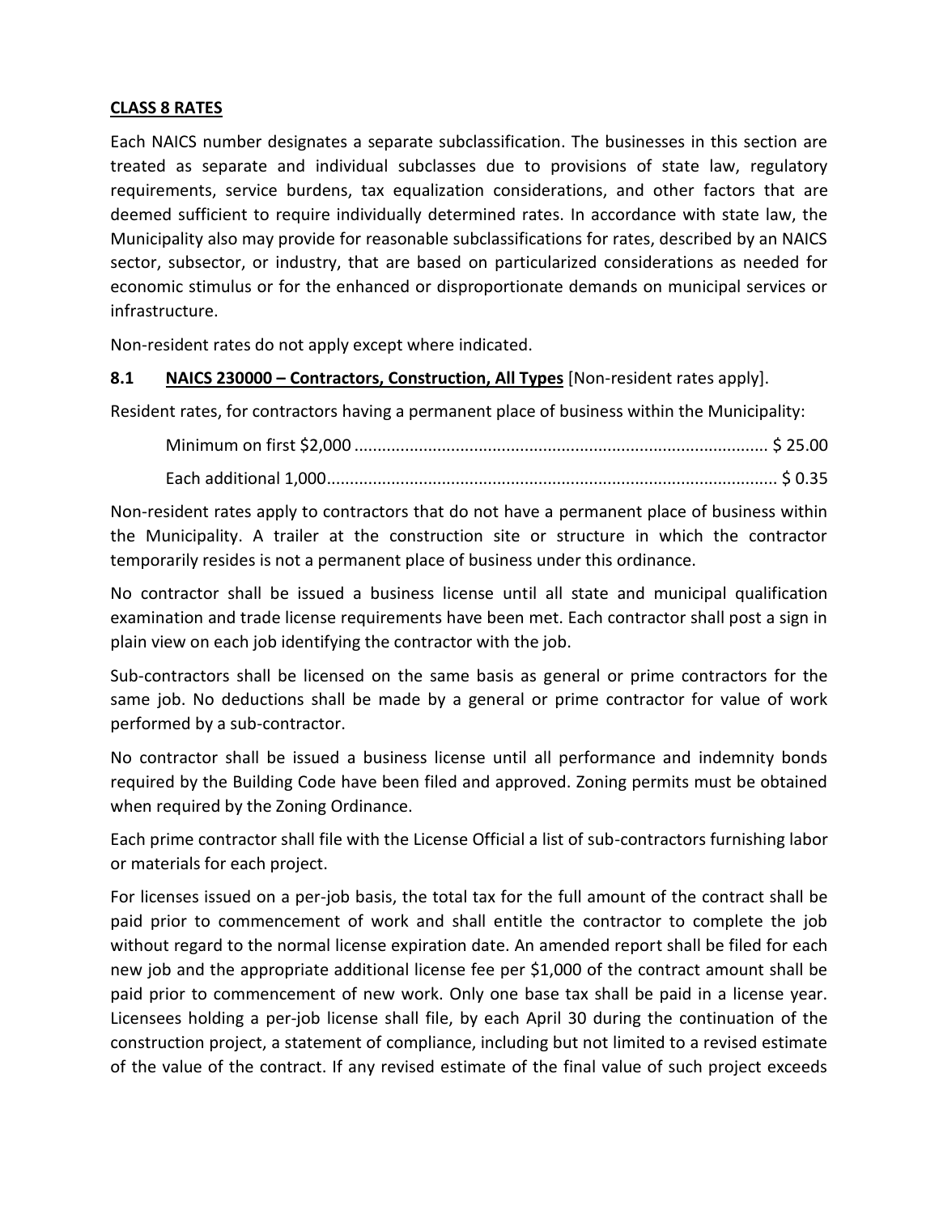**CLASS 8 RATES**

Each NAICS number designates a separate subclassification. The businesses in this section are treated as separate and individual subclasses due to provisions of state law, regulatory requirements, service burdens, tax equalization considerations, and other factors that are deemed sufficient to require individually determined rates. In accordance with state law, the Municipality also may provide for reasonable subclassifications for rates, described by an NAICS sector, subsector, or industry, that are based on particularized considerations as needed for economic stimulus or for the enhanced or disproportionate demands on municipal services or infrastructure.

Non-resident rates do not apply except where indicated.

**8.1 NAICS 230000 – Contractors, Construction, All Types** [Non-resident rates apply].

Resident rates, for contractors having a permanent place of business within the Municipality:

Minimum on first $2,000 ........................................................................................ $ 25.00

Each additional 1,000................................................................................................ $ 0.35

Non-resident rates apply to contractors that do not have a permanent place of business within the Municipality. A trailer at the construction site or structure in which the contractor temporarily resides is not a permanent place of business under this ordinance.

No contractor shall be issued a business license until all state and municipal qualification examination and trade license requirements have been met. Each contractor shall post a sign in plain view on each job identifying the contractor with the job.

Sub-contractors shall be licensed on the same basis as general or prime contractors for the same job. No deductions shall be made by a general or prime contractor for value of work performed by a sub-contractor.

No contractor shall be issued a business license until all performance and indemnity bonds required by the Building Code have been filed and approved. Zoning permits must be obtained when required by the Zoning Ordinance.

Each prime contractor shall file with the License Official a list of sub-contractors furnishing labor or materials for each project.

For licenses issued on a per-job basis, the total tax for the full amount of the contract shall be paid prior to commencement of work and shall entitle the contractor to complete the job without regard to the normal license expiration date. An amended report shall be filed for each new job and the appropriate additional license fee per $1,000 of the contract amount shall be paid prior to commencement of new work. Only one base tax shall be paid in a license year. Licensees holding a per-job license shall file, by each April 30 during the continuation of the construction project, a statement of compliance, including but not limited to a revised estimate of the value of the contract. If any revised estimate of the final value of such project exceeds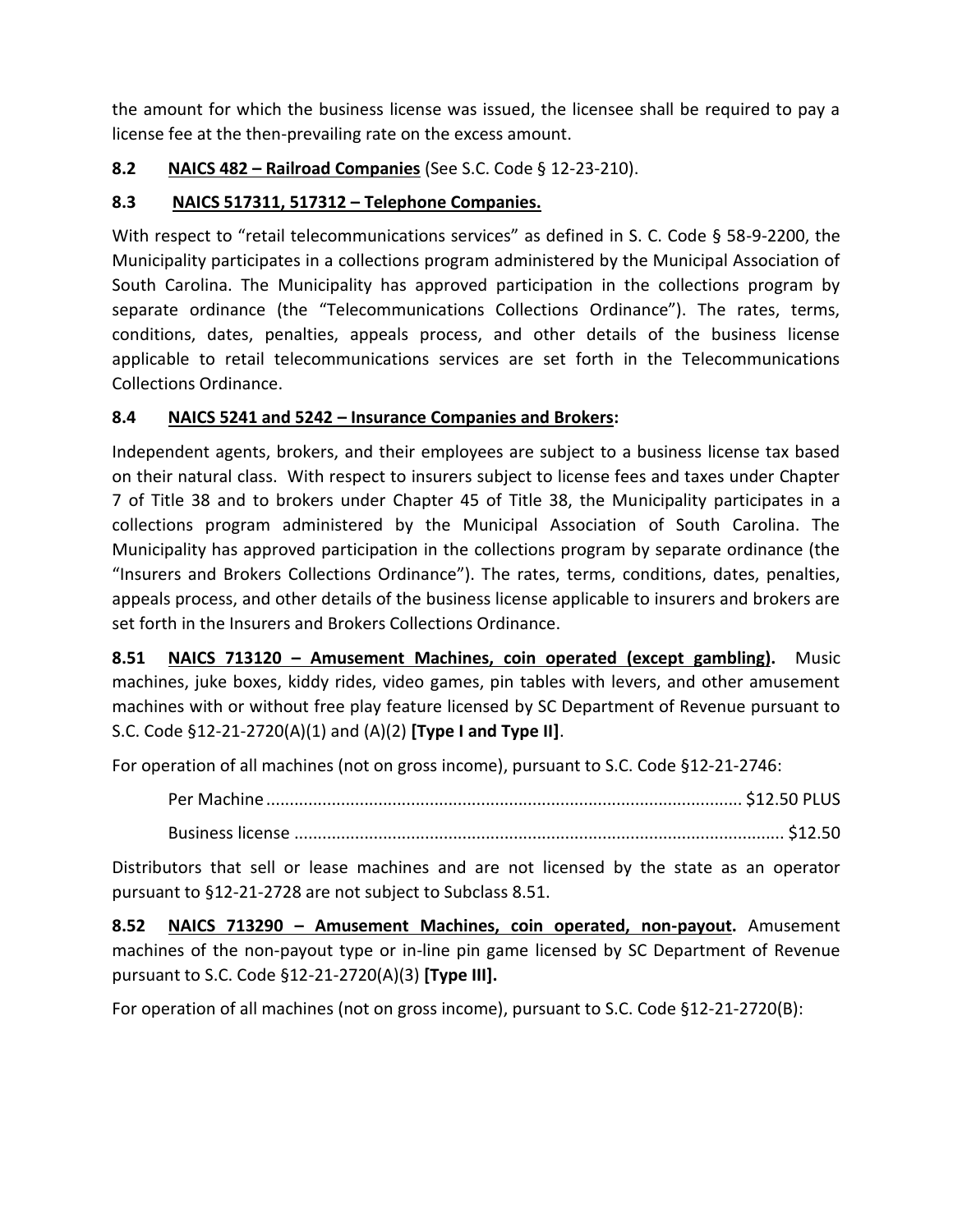the amount for which the business license was issued, the licensee shall be required to pay a license fee at the then-prevailing rate on the excess amount.

**8.2 <u>NAICS 482 – Railroad Companies</u>** (See S.C. Code § 12-23-210).

**8.3 <u>NAICS 517311, 517312 – Telephone Companies.</u>**

With respect to "retail telecommunications services" as defined in S. C. Code § 58-9-2200, the Municipality participates in a collections program administered by the Municipal Association of South Carolina. The Municipality has approved participation in the collections program by separate ordinance (the "Telecommunications Collections Ordinance"). The rates, terms, conditions, dates, penalties, appeals process, and other details of the business license applicable to retail telecommunications services are set forth in the Telecommunications Collections Ordinance.

**8.4 <u>NAICS 5241 and 5242 – Insurance Companies and Brokers</u>:**

Independent agents, brokers, and their employees are subject to a business license tax based on their natural class. With respect to insurers subject to license fees and taxes under Chapter 7 of Title 38 and to brokers under Chapter 45 of Title 38, the Municipality participates in a collections program administered by the Municipal Association of South Carolina. The Municipality has approved participation in the collections program by separate ordinance (the "Insurers and Brokers Collections Ordinance"). The rates, terms, conditions, dates, penalties, appeals process, and other details of the business license applicable to insurers and brokers are set forth in the Insurers and Brokers Collections Ordinance.

**8.51 <u>NAICS 713120 – Amusement Machines, coin operated (except gambling)</u>.** Music machines, juke boxes, kiddy rides, video games, pin tables with levers, and other amusement machines with or without free play feature licensed by SC Department of Revenue pursuant to S.C. Code §12-21-2720(A)(1) and (A)(2) **[Type I and Type II]**.

For operation of all machines (not on gross income), pursuant to S.C. Code §12-21-2746:

Per Machine .................................................................................................... $12.50 PLUS

Business license ........................................................................................................ $12.50

Distributors that sell or lease machines and are not licensed by the state as an operator pursuant to §12-21-2728 are not subject to Subclass 8.51.

**8.52 <u>NAICS 713290 – Amusement Machines, coin operated, non-payout</u>.** Amusement machines of the non-payout type or in-line pin game licensed by SC Department of Revenue pursuant to S.C. Code §12-21-2720(A)(3) **[Type III].**

For operation of all machines (not on gross income), pursuant to S.C. Code §12-21-2720(B):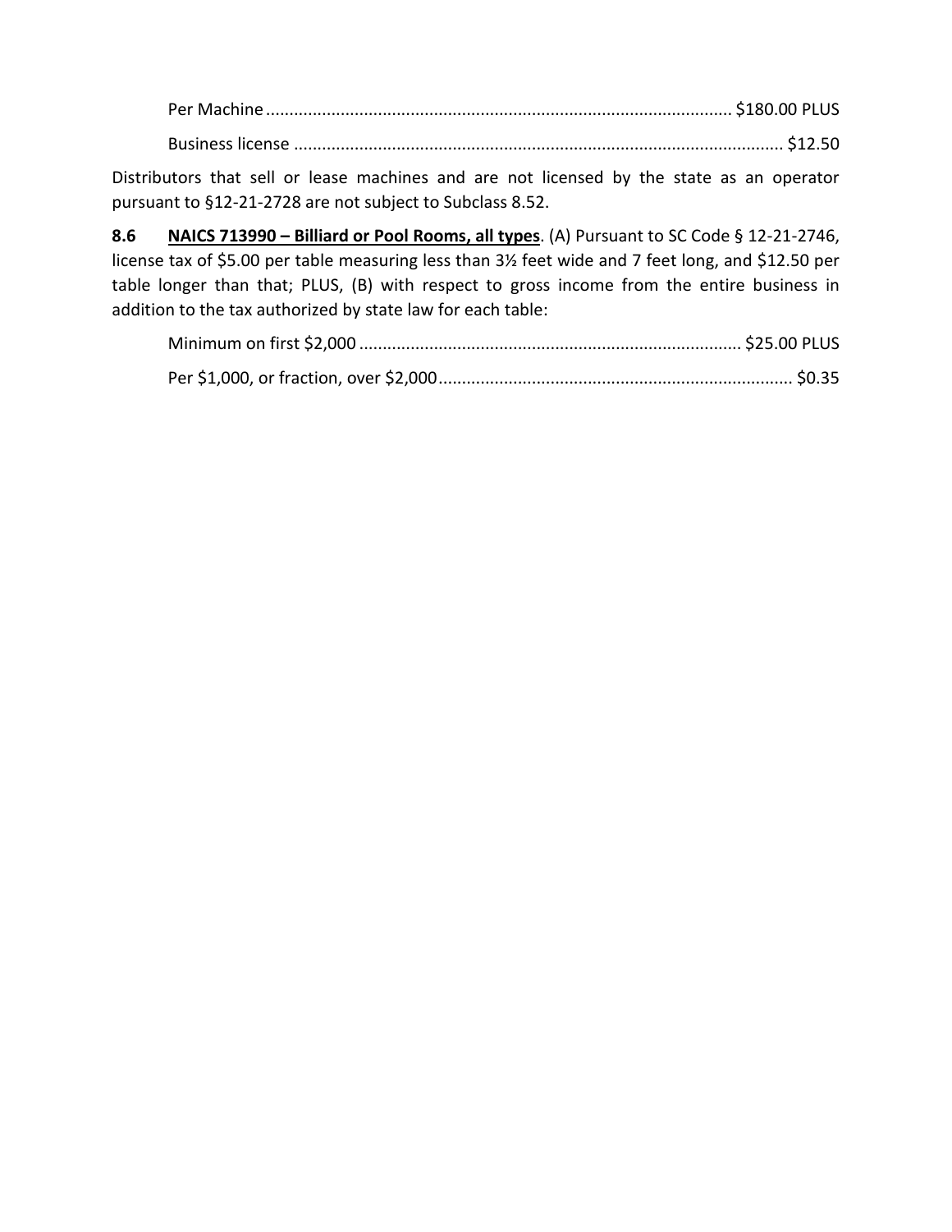Per Machine .................................................................................................. $180.00 PLUS

Business license ........................................................................................................ $12.50

Distributors that sell or lease machines and are not licensed by the state as an operator pursuant to §12-21-2728 are not subject to Subclass 8.52.

**8.6** **<u>NAICS 713990 – Billiard or Pool Rooms, all types</u>**. (A) Pursuant to SC Code § 12-21-2746, license tax of $5.00 per table measuring less than 3½ feet wide and 7 feet long, and $12.50 per table longer than that; PLUS, (B) with respect to gross income from the entire business in addition to the tax authorized by state law for each table:

Minimum on first $2,000 ................................................................................. $25.00 PLUS

Per $1,000, or fraction, over $2,000 ........................................................................... $0.35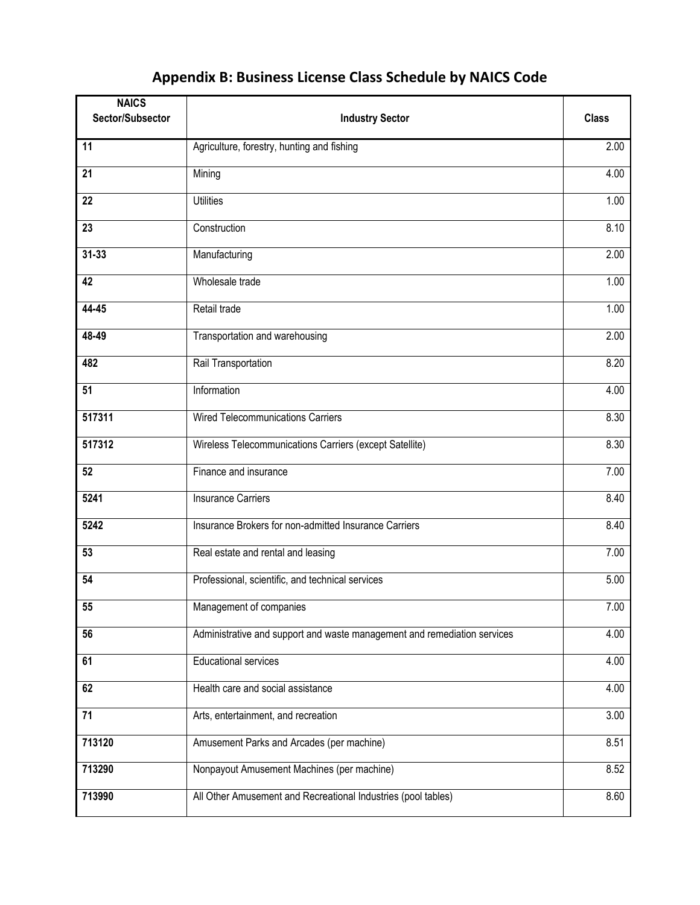## Appendix B: Business License Class Schedule by NAICS Code

| NAICS Sector/Subsector | Industry Sector | Class |
|---|---|---|
| 11 | Agriculture, forestry, hunting and fishing | 2.00 |
| 21 | Mining | 4.00 |
| 22 | Utilities | 1.00 |
| 23 | Construction | 8.10 |
| 31-33 | Manufacturing | 2.00 |
| 42 | Wholesale trade | 1.00 |
| 44-45 | Retail trade | 1.00 |
| 48-49 | Transportation and warehousing | 2.00 |
| 482 | Rail Transportation | 8.20 |
| 51 | Information | 4.00 |
| 517311 | Wired Telecommunications Carriers | 8.30 |
| 517312 | Wireless Telecommunications Carriers (except Satellite) | 8.30 |
| 52 | Finance and insurance | 7.00 |
| 5241 | Insurance Carriers | 8.40 |
| 5242 | Insurance Brokers for non-admitted Insurance Carriers | 8.40 |
| 53 | Real estate and rental and leasing | 7.00 |
| 54 | Professional, scientific, and technical services | 5.00 |
| 55 | Management of companies | 7.00 |
| 56 | Administrative and support and waste management and remediation services | 4.00 |
| 61 | Educational services | 4.00 |
| 62 | Health care and social assistance | 4.00 |
| 71 | Arts, entertainment, and recreation | 3.00 |
| 713120 | Amusement Parks and Arcades (per machine) | 8.51 |
| 713290 | Nonpayout Amusement Machines (per machine) | 8.52 |
| 713990 | All Other Amusement and Recreational Industries (pool tables) | 8.60 |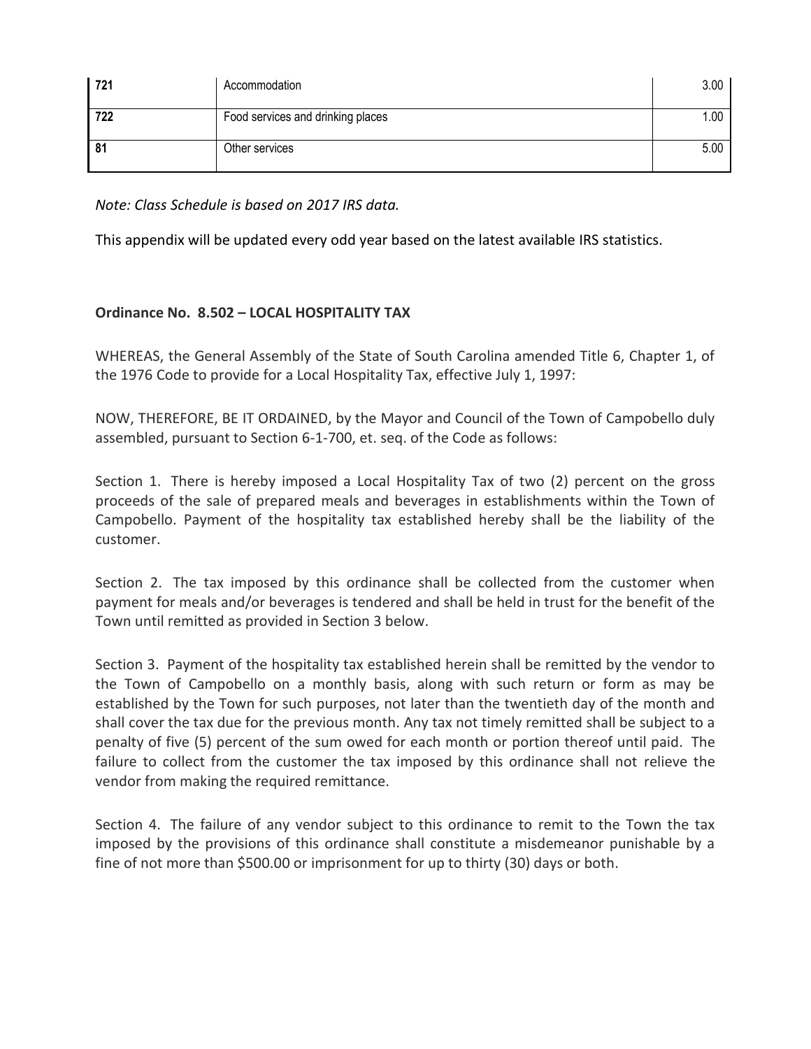| 721 | Accommodation | 3.00 |
|---|---|---|
| 722 | Food services and drinking places | 1.00 |
| 81 | Other services | 5.00 |

*Note: Class Schedule is based on 2017 IRS data.*

This appendix will be updated every odd year based on the latest available IRS statistics.

**Ordinance No. 8.502 – LOCAL HOSPITALITY TAX**

WHEREAS, the General Assembly of the State of South Carolina amended Title 6, Chapter 1, of the 1976 Code to provide for a Local Hospitality Tax, effective July 1, 1997:

NOW, THEREFORE, BE IT ORDAINED, by the Mayor and Council of the Town of Campobello duly assembled, pursuant to Section 6-1-700, et. seq. of the Code as follows:

Section 1. There is hereby imposed a Local Hospitality Tax of two (2) percent on the gross proceeds of the sale of prepared meals and beverages in establishments within the Town of Campobello. Payment of the hospitality tax established hereby shall be the liability of the customer.

Section 2. The tax imposed by this ordinance shall be collected from the customer when payment for meals and/or beverages is tendered and shall be held in trust for the benefit of the Town until remitted as provided in Section 3 below.

Section 3. Payment of the hospitality tax established herein shall be remitted by the vendor to the Town of Campobello on a monthly basis, along with such return or form as may be established by the Town for such purposes, not later than the twentieth day of the month and shall cover the tax due for the previous month. Any tax not timely remitted shall be subject to a penalty of five (5) percent of the sum owed for each month or portion thereof until paid. The failure to collect from the customer the tax imposed by this ordinance shall not relieve the vendor from making the required remittance.

Section 4. The failure of any vendor subject to this ordinance to remit to the Town the tax imposed by the provisions of this ordinance shall constitute a misdemeanor punishable by a fine of not more than $500.00 or imprisonment for up to thirty (30) days or both.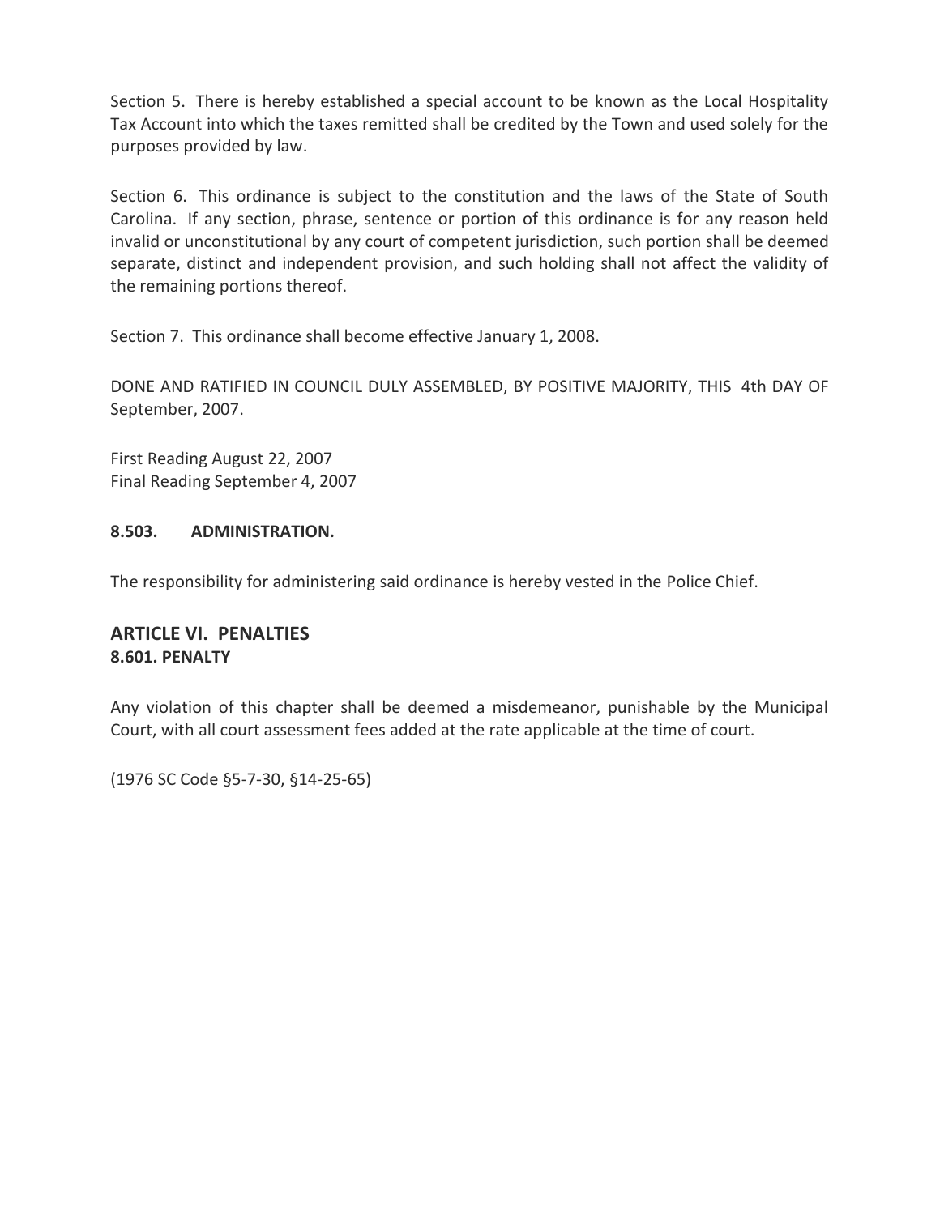Section 5. There is hereby established a special account to be known as the Local Hospitality Tax Account into which the taxes remitted shall be credited by the Town and used solely for the purposes provided by law.

Section 6. This ordinance is subject to the constitution and the laws of the State of South Carolina. If any section, phrase, sentence or portion of this ordinance is for any reason held invalid or unconstitutional by any court of competent jurisdiction, such portion shall be deemed separate, distinct and independent provision, and such holding shall not affect the validity of the remaining portions thereof.

Section 7. This ordinance shall become effective January 1, 2008.

DONE AND RATIFIED IN COUNCIL DULY ASSEMBLED, BY POSITIVE MAJORITY, THIS 4th DAY OF September, 2007.

First Reading August 22, 2007
Final Reading September 4, 2007

**8.503. ADMINISTRATION.**

The responsibility for administering said ordinance is hereby vested in the Police Chief.

## ARTICLE VI. PENALTIES

**8.601. PENALTY**

Any violation of this chapter shall be deemed a misdemeanor, punishable by the Municipal Court, with all court assessment fees added at the rate applicable at the time of court.

(1976 SC Code §5-7-30, §14-25-65)